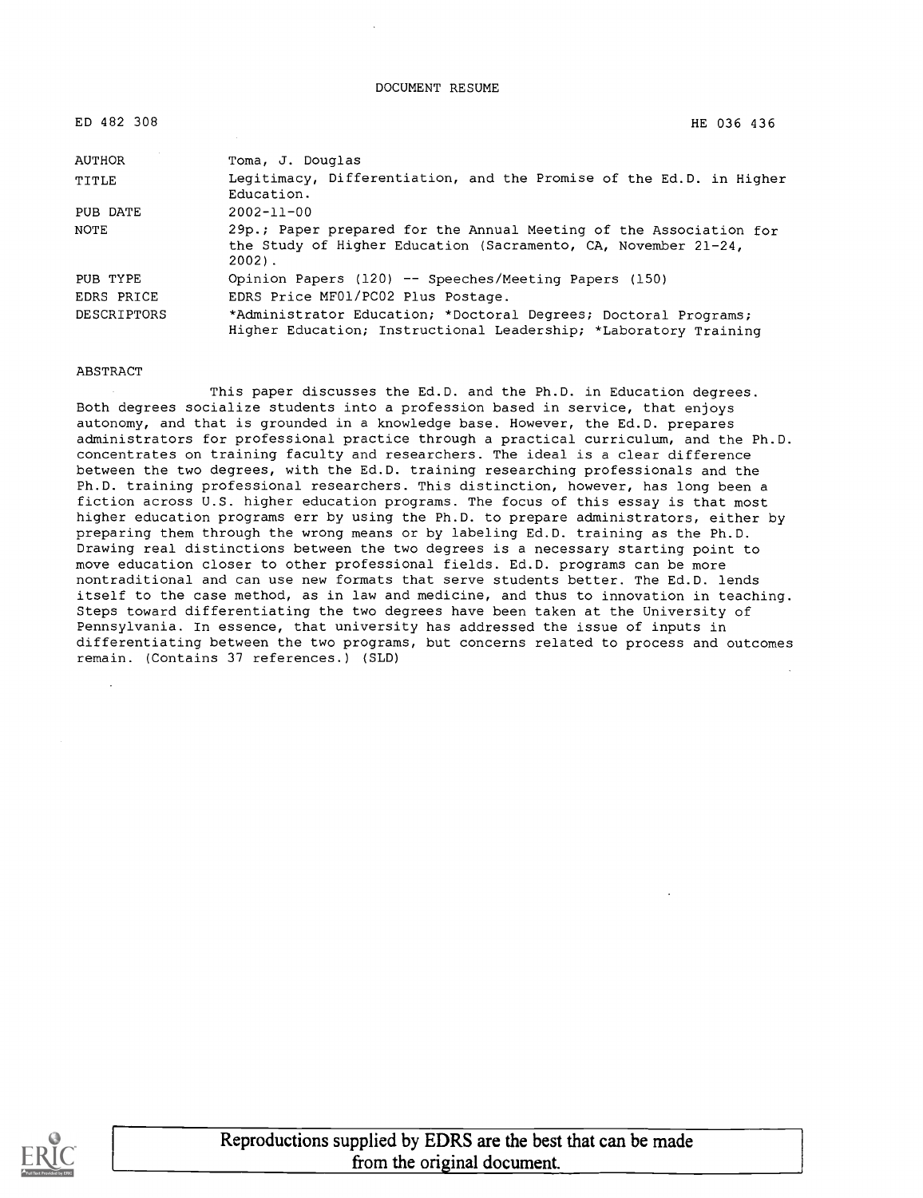DOCUMENT RESUME

| | |
|---|---|
| ED 482 308 | HE 036 436 |
| AUTHOR | Toma, J. Douglas |
| TITLE | Legitimacy, Differentiation, and the Promise of the Ed.D. in Higher Education. |
| PUB DATE | 2002-11-00 |
| NOTE | 29p.; Paper prepared for the Annual Meeting of the Association for the Study of Higher Education (Sacramento, CA, November 21-24, 2002). |
| PUB TYPE | Opinion Papers (120) -- Speeches/Meeting Papers (150) |
| EDRS PRICE | EDRS Price MF01/PC02 Plus Postage. |
| DESCRIPTORS | *Administrator Education; *Doctoral Degrees; Doctoral Programs; Higher Education; Instructional Leadership; *Laboratory Training |

ABSTRACT

This paper discusses the Ed.D. and the Ph.D. in Education degrees. Both degrees socialize students into a profession based in service, that enjoys autonomy, and that is grounded in a knowledge base. However, the Ed.D. prepares administrators for professional practice through a practical curriculum, and the Ph.D. concentrates on training faculty and researchers. The ideal is a clear difference between the two degrees, with the Ed.D. training researching professionals and the Ph.D. training professional researchers. This distinction, however, has long been a fiction across U.S. higher education programs. The focus of this essay is that most higher education programs err by using the Ph.D. to prepare administrators, either by preparing them through the wrong means or by labeling Ed.D. training as the Ph.D. Drawing real distinctions between the two degrees is a necessary starting point to move education closer to other professional fields. Ed.D. programs can be more nontraditional and can use new formats that serve students better. The Ed.D. lends itself to the case method, as in law and medicine, and thus to innovation in teaching. Steps toward differentiating the two degrees have been taken at the University of Pennsylvania. In essence, that university has addressed the issue of inputs in differentiating between the two programs, but concerns related to process and outcomes remain. (Contains 37 references.) (SLD)

Reproductions supplied by EDRS are the best that can be made from the original document.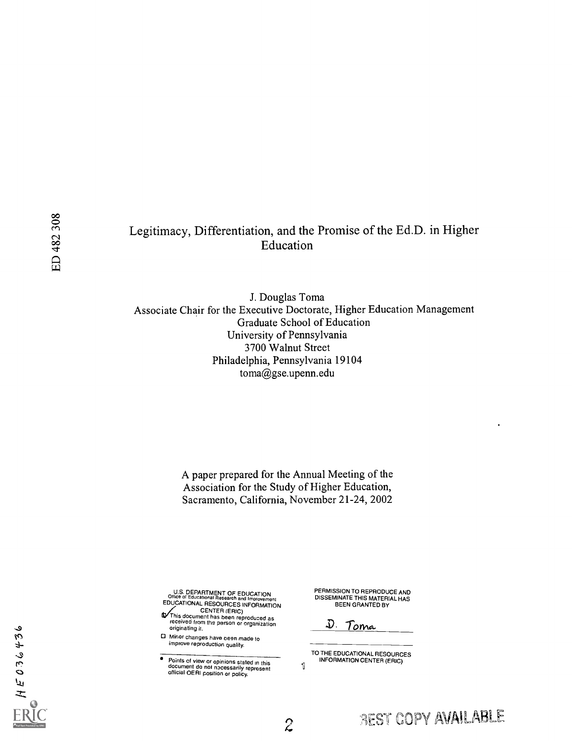ED 482 308

# Legitimacy, Differentiation, and the Promise of the Ed.D. in Higher Education

J. Douglas Toma
Associate Chair for the Executive Doctorate, Higher Education Management
Graduate School of Education
University of Pennsylvania
3700 Walnut Street
Philadelphia, Pennsylvania 19104
toma@gse.upenn.edu

A paper prepared for the Annual Meeting of the Association for the Study of Higher Education, Sacramento, California, November 21-24, 2002

U.S. DEPARTMENT OF EDUCATION
Office of Educational Research and Improvement
EDUCATIONAL RESOURCES INFORMATION CENTER (ERIC)

- [x] This document has been reproduced as received from the person or organization originating it.
- [ ] Minor changes have been made to improve reproduction quality.

- Points of view or opinions stated in this document do not necessarily represent official OERI position or policy.

PERMISSION TO REPRODUCE AND DISSEMINATE THIS MATERIAL HAS BEEN GRANTED BY

D. Toma

TO THE EDUCATIONAL RESOURCES INFORMATION CENTER (ERIC)

HE 036 436

BEST COPY AVAILABLE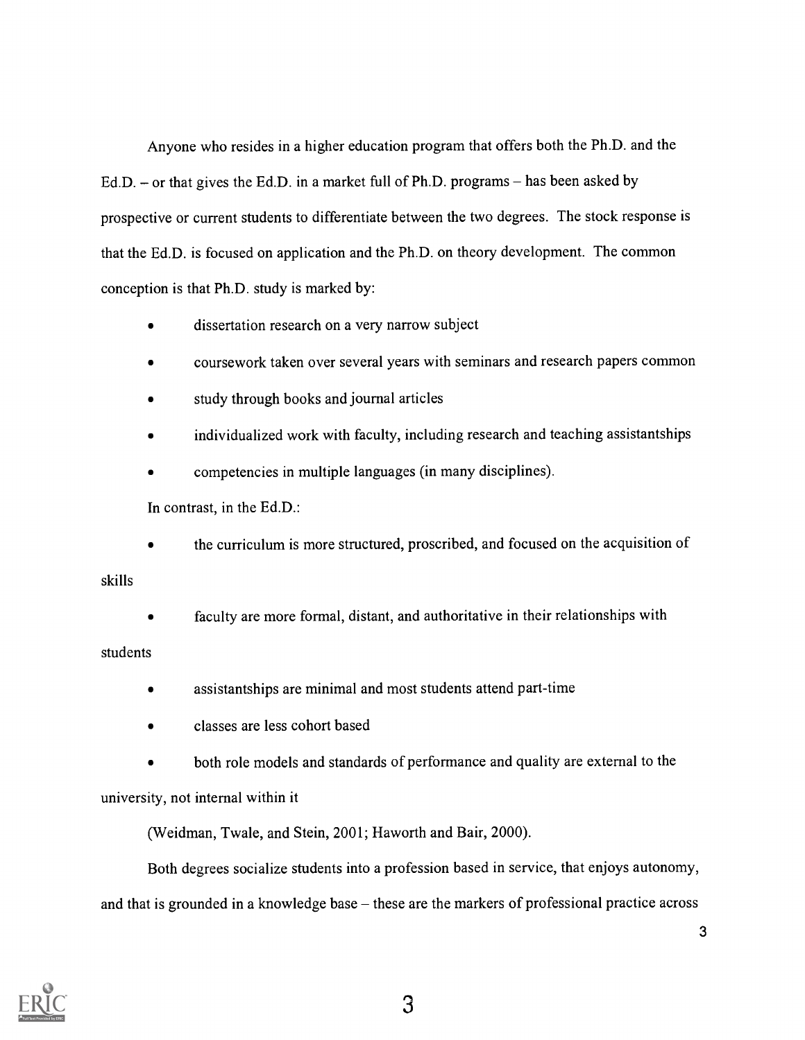Anyone who resides in a higher education program that offers both the Ph.D. and the Ed.D. – or that gives the Ed.D. in a market full of Ph.D. programs – has been asked by prospective or current students to differentiate between the two degrees. The stock response is that the Ed.D. is focused on application and the Ph.D. on theory development. The common conception is that Ph.D. study is marked by:

- dissertation research on a very narrow subject
- coursework taken over several years with seminars and research papers common
- study through books and journal articles
- individualized work with faculty, including research and teaching assistantships
- competencies in multiple languages (in many disciplines).

In contrast, in the Ed.D.:

- the curriculum is more structured, proscribed, and focused on the acquisition of skills
- faculty are more formal, distant, and authoritative in their relationships with students
- assistantships are minimal and most students attend part-time
- classes are less cohort based
- both role models and standards of performance and quality are external to the university, not internal within it

(Weidman, Twale, and Stein, 2001; Haworth and Bair, 2000).

Both degrees socialize students into a profession based in service, that enjoys autonomy, and that is grounded in a knowledge base – these are the markers of professional practice across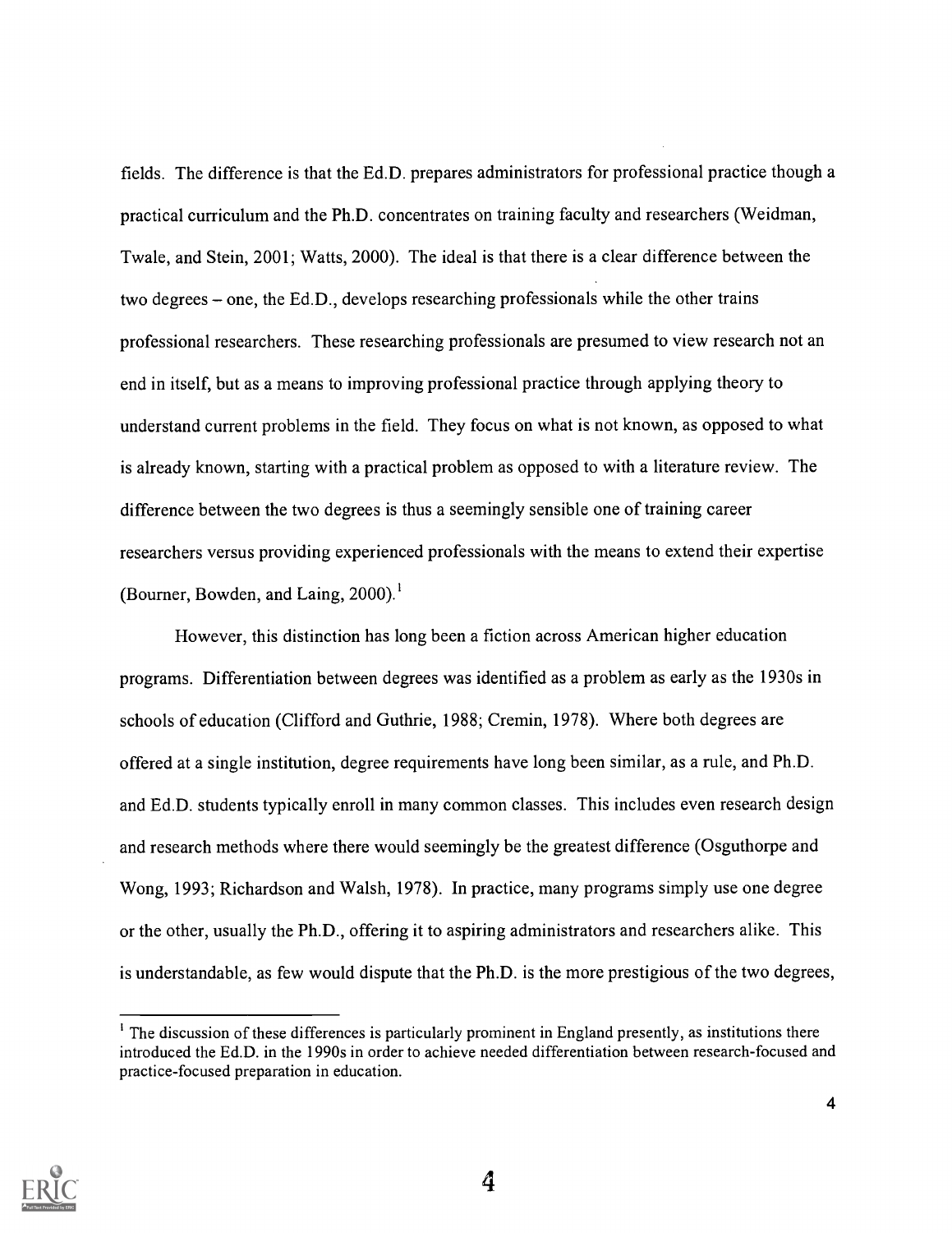fields. The difference is that the Ed.D. prepares administrators for professional practice though a practical curriculum and the Ph.D. concentrates on training faculty and researchers (Weidman, Twale, and Stein, 2001; Watts, 2000). The ideal is that there is a clear difference between the two degrees – one, the Ed.D., develops researching professionals while the other trains professional researchers. These researching professionals are presumed to view research not an end in itself, but as a means to improving professional practice through applying theory to understand current problems in the field. They focus on what is not known, as opposed to what is already known, starting with a practical problem as opposed to with a literature review. The difference between the two degrees is thus a seemingly sensible one of training career researchers versus providing experienced professionals with the means to extend their expertise (Bourner, Bowden, and Laing, 2000).[1]

However, this distinction has long been a fiction across American higher education programs. Differentiation between degrees was identified as a problem as early as the 1930s in schools of education (Clifford and Guthrie, 1988; Cremin, 1978). Where both degrees are offered at a single institution, degree requirements have long been similar, as a rule, and Ph.D. and Ed.D. students typically enroll in many common classes. This includes even research design and research methods where there would seemingly be the greatest difference (Osguthorpe and Wong, 1993; Richardson and Walsh, 1978). In practice, many programs simply use one degree or the other, usually the Ph.D., offering it to aspiring administrators and researchers alike. This is understandable, as few would dispute that the Ph.D. is the more prestigious of the two degrees,

[1] The discussion of these differences is particularly prominent in England presently, as institutions there introduced the Ed.D. in the 1990s in order to achieve needed differentiation between research-focused and practice-focused preparation in education.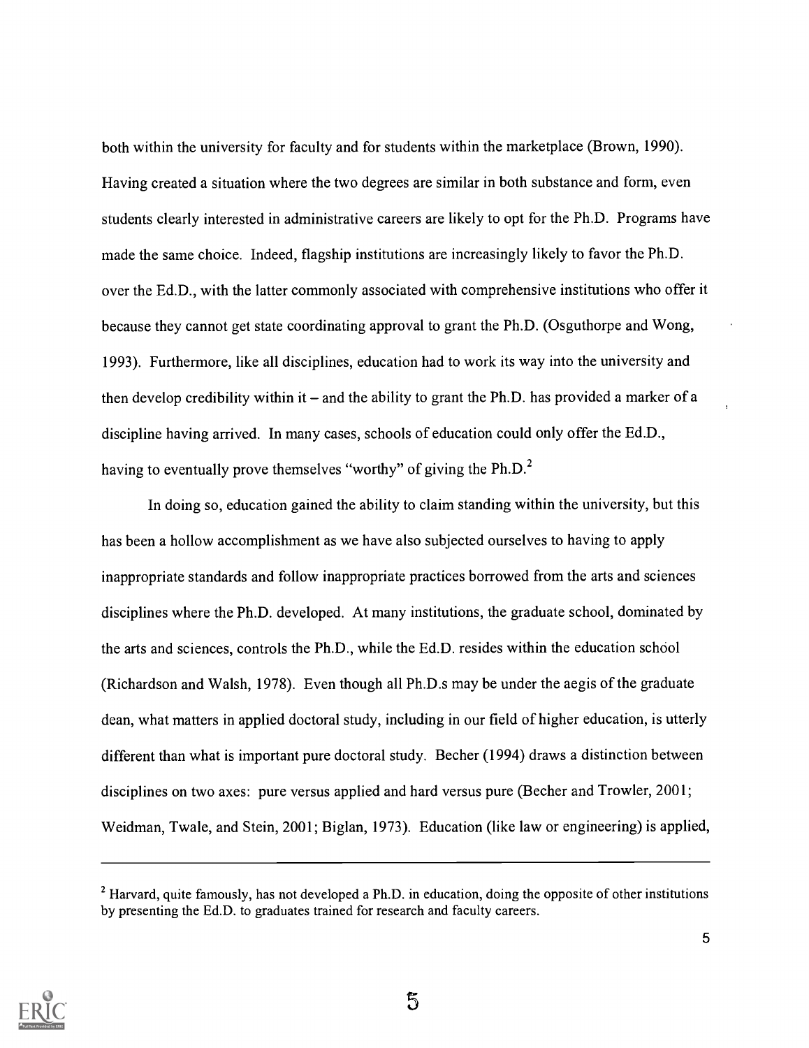both within the university for faculty and for students within the marketplace (Brown, 1990). Having created a situation where the two degrees are similar in both substance and form, even students clearly interested in administrative careers are likely to opt for the Ph.D. Programs have made the same choice. Indeed, flagship institutions are increasingly likely to favor the Ph.D. over the Ed.D., with the latter commonly associated with comprehensive institutions who offer it because they cannot get state coordinating approval to grant the Ph.D. (Osguthorpe and Wong, 1993). Furthermore, like all disciplines, education had to work its way into the university and then develop credibility within it – and the ability to grant the Ph.D. has provided a marker of a discipline having arrived. In many cases, schools of education could only offer the Ed.D., having to eventually prove themselves "worthy" of giving the Ph.D.[2]

In doing so, education gained the ability to claim standing within the university, but this has been a hollow accomplishment as we have also subjected ourselves to having to apply inappropriate standards and follow inappropriate practices borrowed from the arts and sciences disciplines where the Ph.D. developed. At many institutions, the graduate school, dominated by the arts and sciences, controls the Ph.D., while the Ed.D. resides within the education school (Richardson and Walsh, 1978). Even though all Ph.D.s may be under the aegis of the graduate dean, what matters in applied doctoral study, including in our field of higher education, is utterly different than what is important pure doctoral study. Becher (1994) draws a distinction between disciplines on two axes: pure versus applied and hard versus pure (Becher and Trowler, 2001; Weidman, Twale, and Stein, 2001; Biglan, 1973). Education (like law or engineering) is applied,

---

[2] Harvard, quite famously, has not developed a Ph.D. in education, doing the opposite of other institutions by presenting the Ed.D. to graduates trained for research and faculty careers.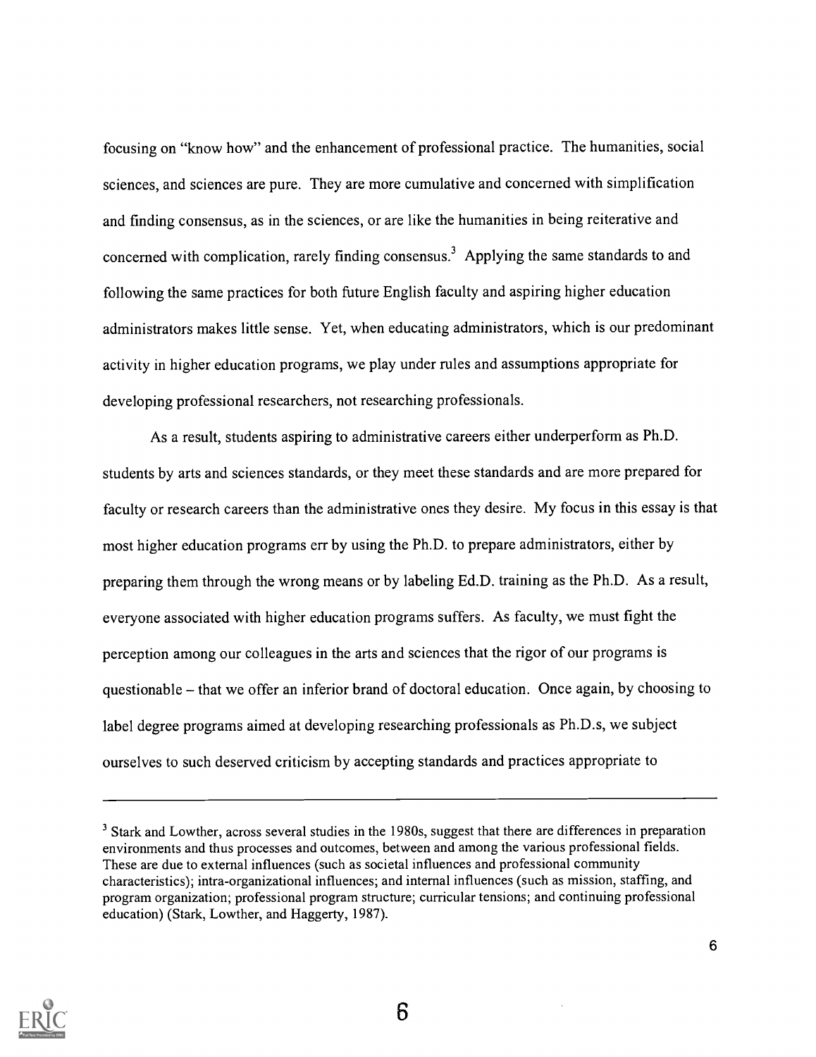focusing on "know how" and the enhancement of professional practice. The humanities, social sciences, and sciences are pure. They are more cumulative and concerned with simplification and finding consensus, as in the sciences, or are like the humanities in being reiterative and concerned with complication, rarely finding consensus.[3] Applying the same standards to and following the same practices for both future English faculty and aspiring higher education administrators makes little sense. Yet, when educating administrators, which is our predominant activity in higher education programs, we play under rules and assumptions appropriate for developing professional researchers, not researching professionals.

As a result, students aspiring to administrative careers either underperform as Ph.D. students by arts and sciences standards, or they meet these standards and are more prepared for faculty or research careers than the administrative ones they desire. My focus in this essay is that most higher education programs err by using the Ph.D. to prepare administrators, either by preparing them through the wrong means or by labeling Ed.D. training as the Ph.D. As a result, everyone associated with higher education programs suffers. As faculty, we must fight the perception among our colleagues in the arts and sciences that the rigor of our programs is questionable – that we offer an inferior brand of doctoral education. Once again, by choosing to label degree programs aimed at developing researching professionals as Ph.D.s, we subject ourselves to such deserved criticism by accepting standards and practices appropriate to

---

[3] Stark and Lowther, across several studies in the 1980s, suggest that there are differences in preparation environments and thus processes and outcomes, between and among the various professional fields. These are due to external influences (such as societal influences and professional community characteristics); intra-organizational influences; and internal influences (such as mission, staffing, and program organization; professional program structure; curricular tensions; and continuing professional education) (Stark, Lowther, and Haggerty, 1987).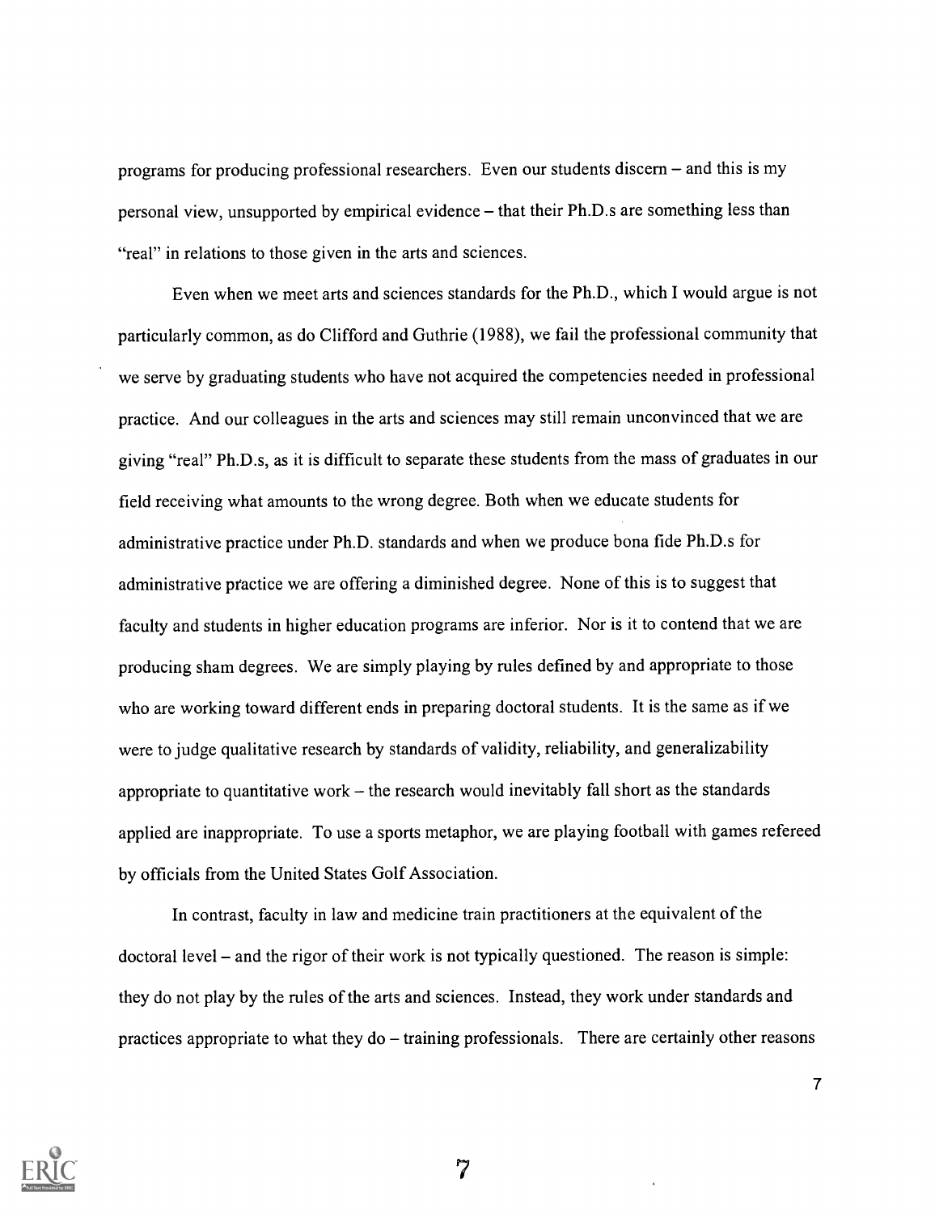programs for producing professional researchers. Even our students discern – and this is my personal view, unsupported by empirical evidence – that their Ph.D.s are something less than "real" in relations to those given in the arts and sciences.

Even when we meet arts and sciences standards for the Ph.D., which I would argue is not particularly common, as do Clifford and Guthrie (1988), we fail the professional community that we serve by graduating students who have not acquired the competencies needed in professional practice. And our colleagues in the arts and sciences may still remain unconvinced that we are giving "real" Ph.D.s, as it is difficult to separate these students from the mass of graduates in our field receiving what amounts to the wrong degree. Both when we educate students for administrative practice under Ph.D. standards and when we produce bona fide Ph.D.s for administrative practice we are offering a diminished degree. None of this is to suggest that faculty and students in higher education programs are inferior. Nor is it to contend that we are producing sham degrees. We are simply playing by rules defined by and appropriate to those who are working toward different ends in preparing doctoral students. It is the same as if we were to judge qualitative research by standards of validity, reliability, and generalizability appropriate to quantitative work – the research would inevitably fall short as the standards applied are inappropriate. To use a sports metaphor, we are playing football with games refereed by officials from the United States Golf Association.

In contrast, faculty in law and medicine train practitioners at the equivalent of the doctoral level – and the rigor of their work is not typically questioned. The reason is simple: they do not play by the rules of the arts and sciences. Instead, they work under standards and practices appropriate to what they do – training professionals. There are certainly other reasons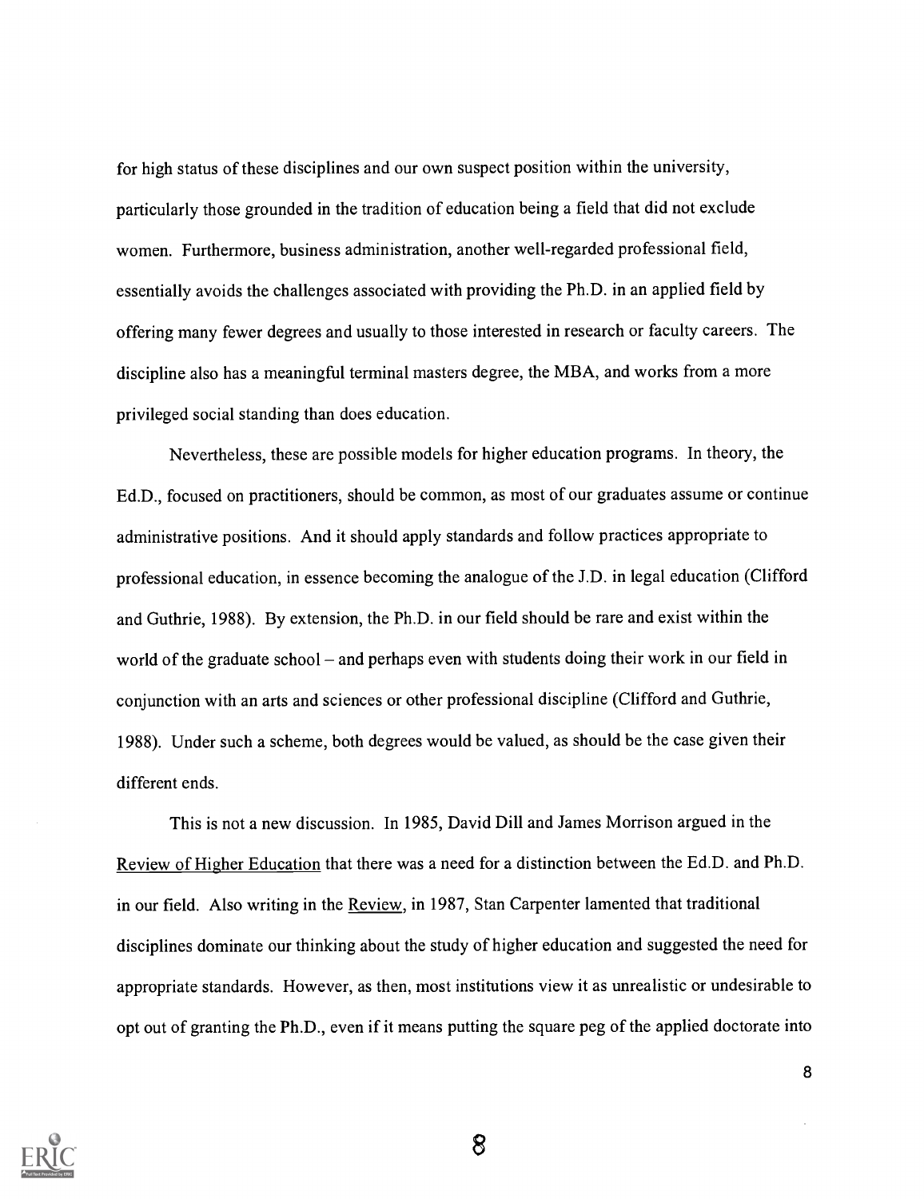for high status of these disciplines and our own suspect position within the university, particularly those grounded in the tradition of education being a field that did not exclude women. Furthermore, business administration, another well-regarded professional field, essentially avoids the challenges associated with providing the Ph.D. in an applied field by offering many fewer degrees and usually to those interested in research or faculty careers. The discipline also has a meaningful terminal masters degree, the MBA, and works from a more privileged social standing than does education.

Nevertheless, these are possible models for higher education programs. In theory, the Ed.D., focused on practitioners, should be common, as most of our graduates assume or continue administrative positions. And it should apply standards and follow practices appropriate to professional education, in essence becoming the analogue of the J.D. in legal education (Clifford and Guthrie, 1988). By extension, the Ph.D. in our field should be rare and exist within the world of the graduate school – and perhaps even with students doing their work in our field in conjunction with an arts and sciences or other professional discipline (Clifford and Guthrie, 1988). Under such a scheme, both degrees would be valued, as should be the case given their different ends.

This is not a new discussion. In 1985, David Dill and James Morrison argued in the Review of Higher Education that there was a need for a distinction between the Ed.D. and Ph.D. in our field. Also writing in the Review, in 1987, Stan Carpenter lamented that traditional disciplines dominate our thinking about the study of higher education and suggested the need for appropriate standards. However, as then, most institutions view it as unrealistic or undesirable to opt out of granting the Ph.D., even if it means putting the square peg of the applied doctorate into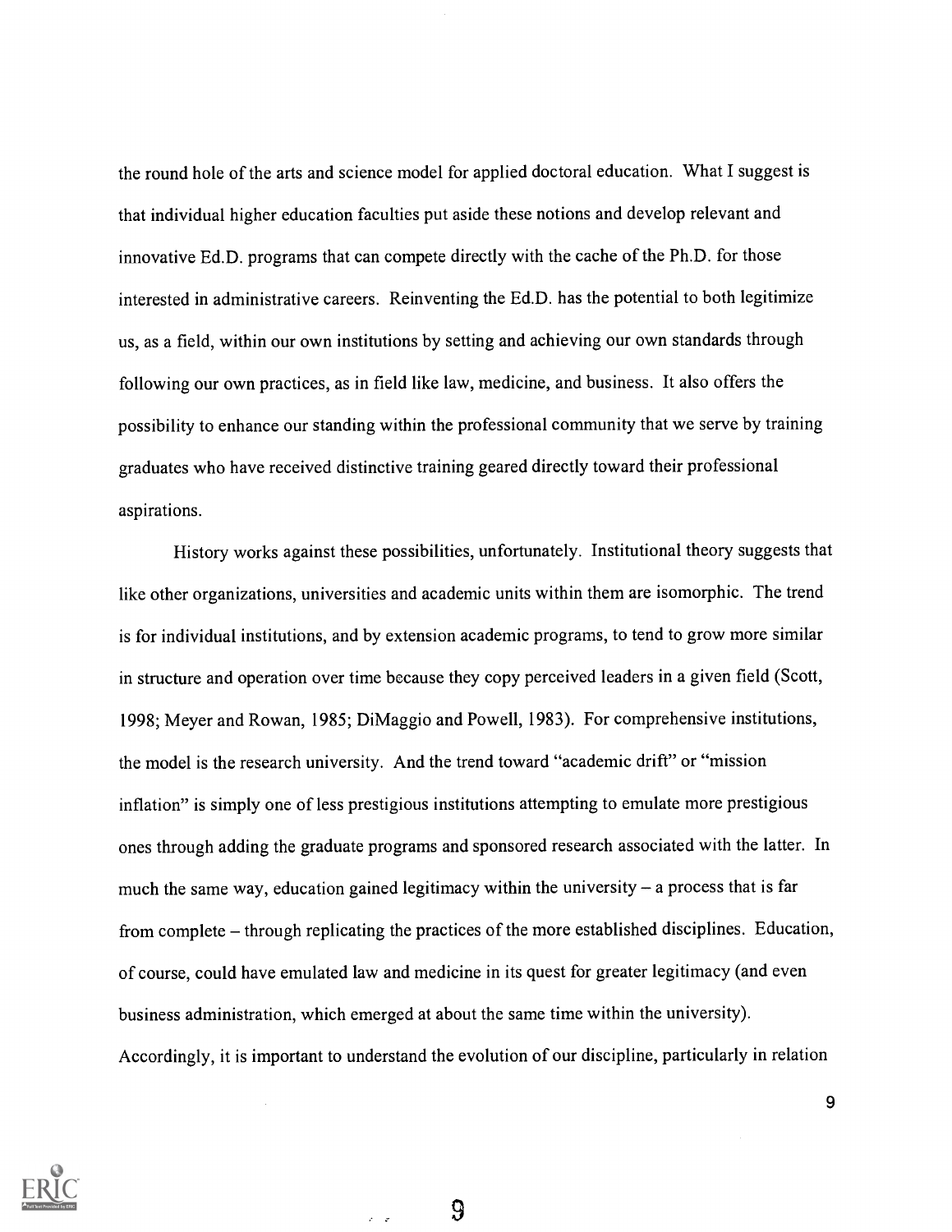the round hole of the arts and science model for applied doctoral education. What I suggest is that individual higher education faculties put aside these notions and develop relevant and innovative Ed.D. programs that can compete directly with the cache of the Ph.D. for those interested in administrative careers. Reinventing the Ed.D. has the potential to both legitimize us, as a field, within our own institutions by setting and achieving our own standards through following our own practices, as in field like law, medicine, and business. It also offers the possibility to enhance our standing within the professional community that we serve by training graduates who have received distinctive training geared directly toward their professional aspirations.

History works against these possibilities, unfortunately. Institutional theory suggests that like other organizations, universities and academic units within them are isomorphic. The trend is for individual institutions, and by extension academic programs, to tend to grow more similar in structure and operation over time because they copy perceived leaders in a given field (Scott, 1998; Meyer and Rowan, 1985; DiMaggio and Powell, 1983). For comprehensive institutions, the model is the research university. And the trend toward "academic drift" or "mission inflation" is simply one of less prestigious institutions attempting to emulate more prestigious ones through adding the graduate programs and sponsored research associated with the latter. In much the same way, education gained legitimacy within the university – a process that is far from complete – through replicating the practices of the more established disciplines. Education, of course, could have emulated law and medicine in its quest for greater legitimacy (and even business administration, which emerged at about the same time within the university). Accordingly, it is important to understand the evolution of our discipline, particularly in relation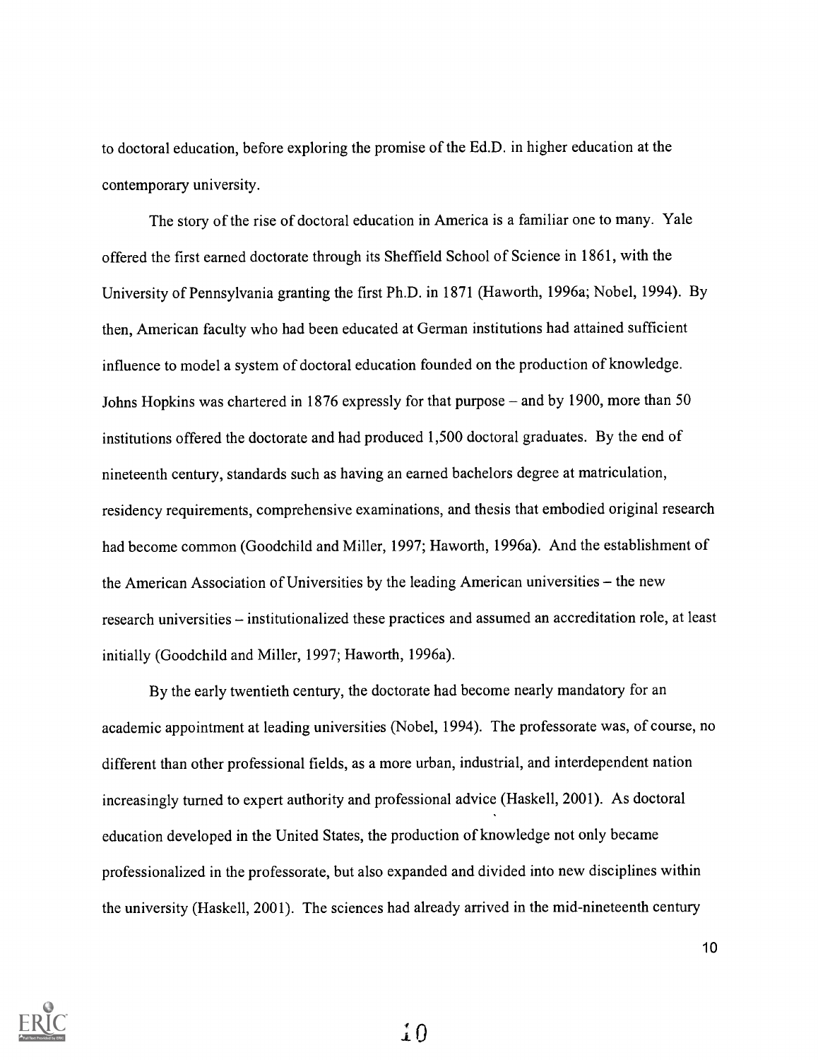to doctoral education, before exploring the promise of the Ed.D. in higher education at the contemporary university.

The story of the rise of doctoral education in America is a familiar one to many. Yale offered the first earned doctorate through its Sheffield School of Science in 1861, with the University of Pennsylvania granting the first Ph.D. in 1871 (Haworth, 1996a; Nobel, 1994). By then, American faculty who had been educated at German institutions had attained sufficient influence to model a system of doctoral education founded on the production of knowledge. Johns Hopkins was chartered in 1876 expressly for that purpose – and by 1900, more than 50 institutions offered the doctorate and had produced 1,500 doctoral graduates. By the end of nineteenth century, standards such as having an earned bachelors degree at matriculation, residency requirements, comprehensive examinations, and thesis that embodied original research had become common (Goodchild and Miller, 1997; Haworth, 1996a). And the establishment of the American Association of Universities by the leading American universities – the new research universities – institutionalized these practices and assumed an accreditation role, at least initially (Goodchild and Miller, 1997; Haworth, 1996a).

By the early twentieth century, the doctorate had become nearly mandatory for an academic appointment at leading universities (Nobel, 1994). The professorate was, of course, no different than other professional fields, as a more urban, industrial, and interdependent nation increasingly turned to expert authority and professional advice (Haskell, 2001). As doctoral education developed in the United States, the production of knowledge not only became professionalized in the professorate, but also expanded and divided into new disciplines within the university (Haskell, 2001). The sciences had already arrived in the mid-nineteenth century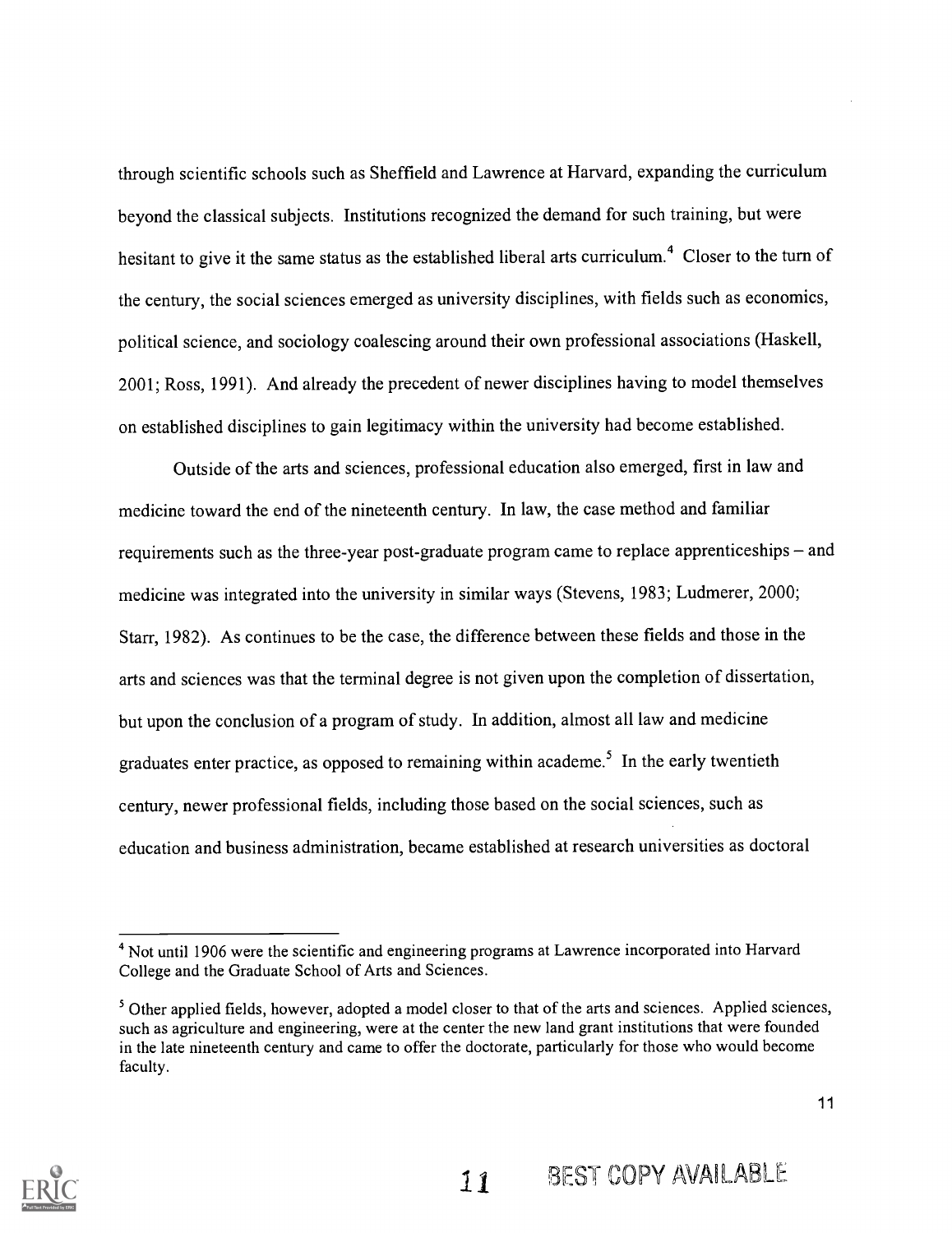through scientific schools such as Sheffield and Lawrence at Harvard, expanding the curriculum beyond the classical subjects. Institutions recognized the demand for such training, but were hesitant to give it the same status as the established liberal arts curriculum.[4] Closer to the turn of the century, the social sciences emerged as university disciplines, with fields such as economics, political science, and sociology coalescing around their own professional associations (Haskell, 2001; Ross, 1991). And already the precedent of newer disciplines having to model themselves on established disciplines to gain legitimacy within the university had become established.

Outside of the arts and sciences, professional education also emerged, first in law and medicine toward the end of the nineteenth century. In law, the case method and familiar requirements such as the three-year post-graduate program came to replace apprenticeships – and medicine was integrated into the university in similar ways (Stevens, 1983; Ludmerer, 2000; Starr, 1982). As continues to be the case, the difference between these fields and those in the arts and sciences was that the terminal degree is not given upon the completion of dissertation, but upon the conclusion of a program of study. In addition, almost all law and medicine graduates enter practice, as opposed to remaining within academe.[5] In the early twentieth century, newer professional fields, including those based on the social sciences, such as education and business administration, became established at research universities as doctoral

---

[4] Not until 1906 were the scientific and engineering programs at Lawrence incorporated into Harvard College and the Graduate School of Arts and Sciences.

[5] Other applied fields, however, adopted a model closer to that of the arts and sciences. Applied sciences, such as agriculture and engineering, were at the center the new land grant institutions that were founded in the late nineteenth century and came to offer the doctorate, particularly for those who would become faculty.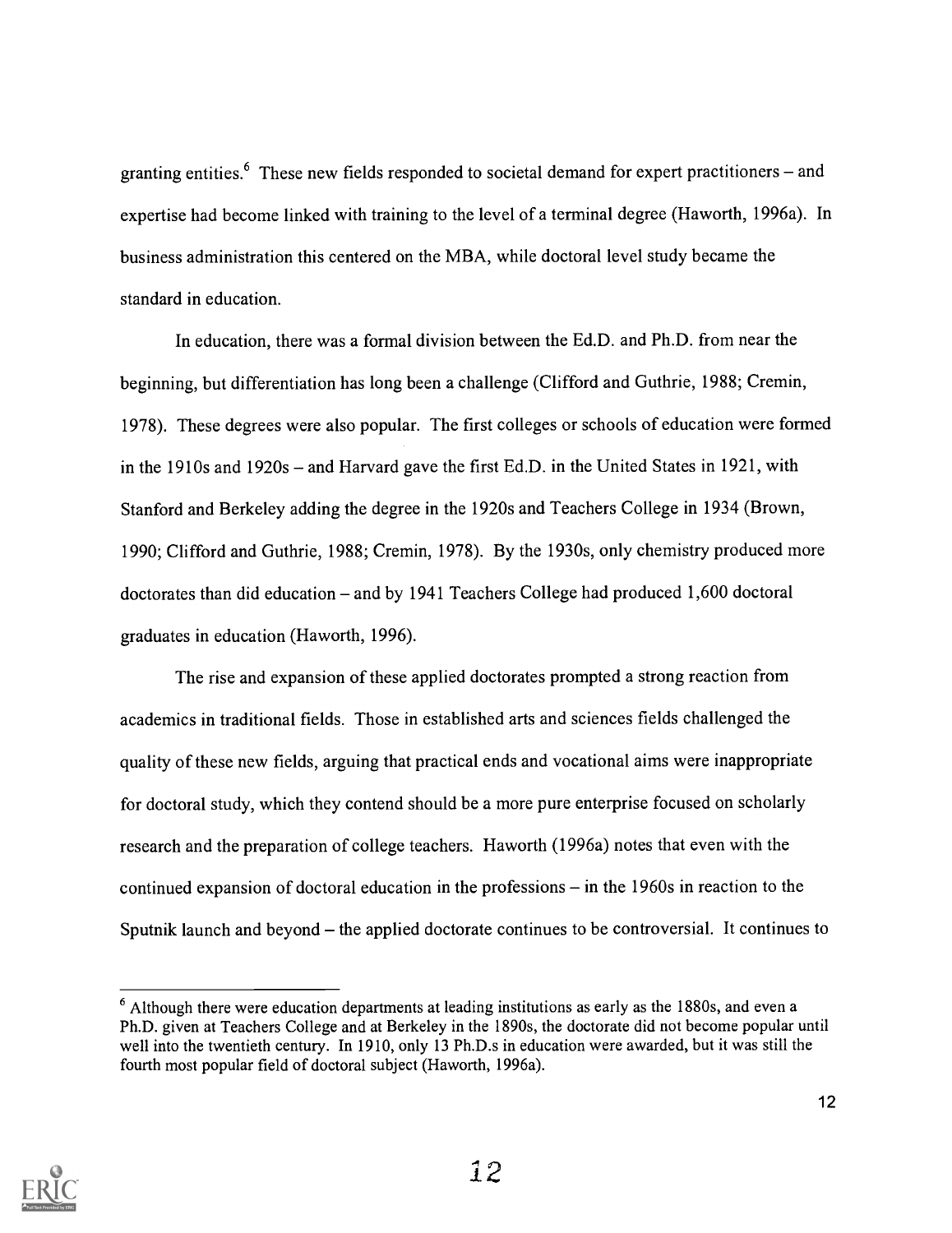granting entities.[6] These new fields responded to societal demand for expert practitioners – and expertise had become linked with training to the level of a terminal degree (Haworth, 1996a). In business administration this centered on the MBA, while doctoral level study became the standard in education.

In education, there was a formal division between the Ed.D. and Ph.D. from near the beginning, but differentiation has long been a challenge (Clifford and Guthrie, 1988; Cremin, 1978). These degrees were also popular. The first colleges or schools of education were formed in the 1910s and 1920s – and Harvard gave the first Ed.D. in the United States in 1921, with Stanford and Berkeley adding the degree in the 1920s and Teachers College in 1934 (Brown, 1990; Clifford and Guthrie, 1988; Cremin, 1978). By the 1930s, only chemistry produced more doctorates than did education – and by 1941 Teachers College had produced 1,600 doctoral graduates in education (Haworth, 1996).

The rise and expansion of these applied doctorates prompted a strong reaction from academics in traditional fields. Those in established arts and sciences fields challenged the quality of these new fields, arguing that practical ends and vocational aims were inappropriate for doctoral study, which they contend should be a more pure enterprise focused on scholarly research and the preparation of college teachers. Haworth (1996a) notes that even with the continued expansion of doctoral education in the professions – in the 1960s in reaction to the Sputnik launch and beyond – the applied doctorate continues to be controversial. It continues to

[6] Although there were education departments at leading institutions as early as the 1880s, and even a Ph.D. given at Teachers College and at Berkeley in the 1890s, the doctorate did not become popular until well into the twentieth century. In 1910, only 13 Ph.D.s in education were awarded, but it was still the fourth most popular field of doctoral subject (Haworth, 1996a).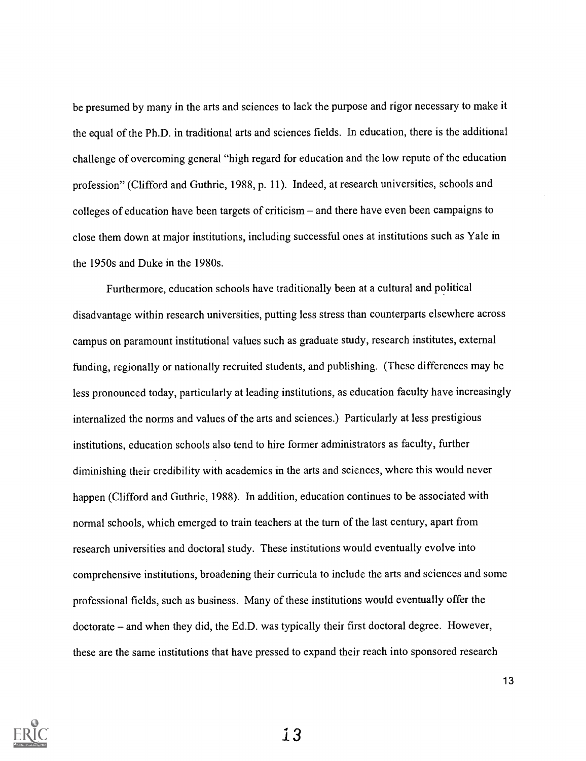be presumed by many in the arts and sciences to lack the purpose and rigor necessary to make it the equal of the Ph.D. in traditional arts and sciences fields. In education, there is the additional challenge of overcoming general "high regard for education and the low repute of the education profession" (Clifford and Guthrie, 1988, p. 11). Indeed, at research universities, schools and colleges of education have been targets of criticism – and there have even been campaigns to close them down at major institutions, including successful ones at institutions such as Yale in the 1950s and Duke in the 1980s.

Furthermore, education schools have traditionally been at a cultural and political disadvantage within research universities, putting less stress than counterparts elsewhere across campus on paramount institutional values such as graduate study, research institutes, external funding, regionally or nationally recruited students, and publishing. (These differences may be less pronounced today, particularly at leading institutions, as education faculty have increasingly internalized the norms and values of the arts and sciences.) Particularly at less prestigious institutions, education schools also tend to hire former administrators as faculty, further diminishing their credibility with academics in the arts and sciences, where this would never happen (Clifford and Guthrie, 1988). In addition, education continues to be associated with normal schools, which emerged to train teachers at the turn of the last century, apart from research universities and doctoral study. These institutions would eventually evolve into comprehensive institutions, broadening their curricula to include the arts and sciences and some professional fields, such as business. Many of these institutions would eventually offer the doctorate – and when they did, the Ed.D. was typically their first doctoral degree. However, these are the same institutions that have pressed to expand their reach into sponsored research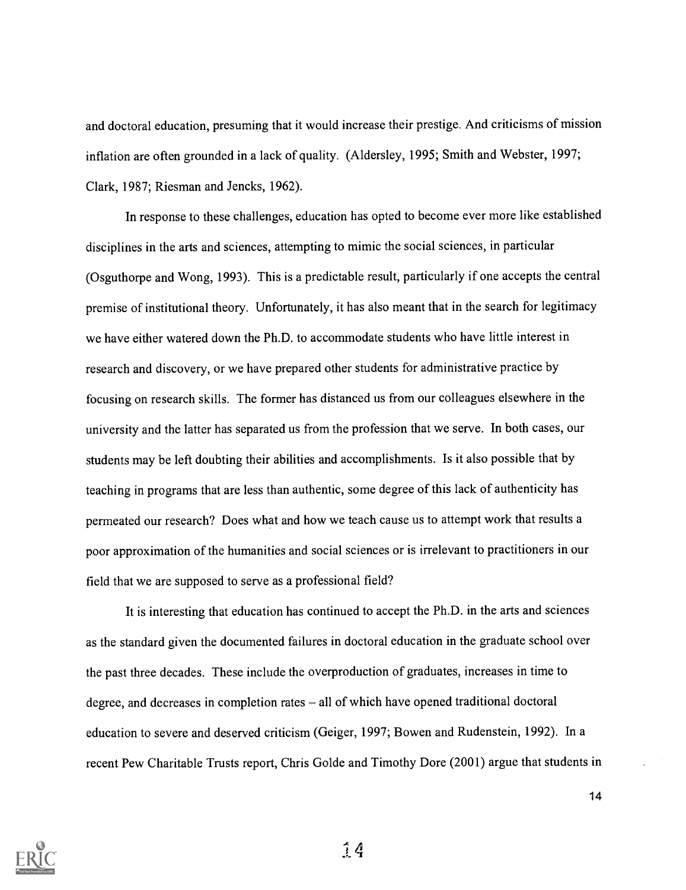and doctoral education, presuming that it would increase their prestige. And criticisms of mission inflation are often grounded in a lack of quality. (Aldersley, 1995; Smith and Webster, 1997; Clark, 1987; Riesman and Jencks, 1962).

In response to these challenges, education has opted to become ever more like established disciplines in the arts and sciences, attempting to mimic the social sciences, in particular (Osguthorpe and Wong, 1993). This is a predictable result, particularly if one accepts the central premise of institutional theory. Unfortunately, it has also meant that in the search for legitimacy we have either watered down the Ph.D. to accommodate students who have little interest in research and discovery, or we have prepared other students for administrative practice by focusing on research skills. The former has distanced us from our colleagues elsewhere in the university and the latter has separated us from the profession that we serve. In both cases, our students may be left doubting their abilities and accomplishments. Is it also possible that by teaching in programs that are less than authentic, some degree of this lack of authenticity has permeated our research? Does what and how we teach cause us to attempt work that results a poor approximation of the humanities and social sciences or is irrelevant to practitioners in our field that we are supposed to serve as a professional field?

It is interesting that education has continued to accept the Ph.D. in the arts and sciences as the standard given the documented failures in doctoral education in the graduate school over the past three decades. These include the overproduction of graduates, increases in time to degree, and decreases in completion rates – all of which have opened traditional doctoral education to severe and deserved criticism (Geiger, 1997; Bowen and Rudenstein, 1992). In a recent Pew Charitable Trusts report, Chris Golde and Timothy Dore (2001) argue that students in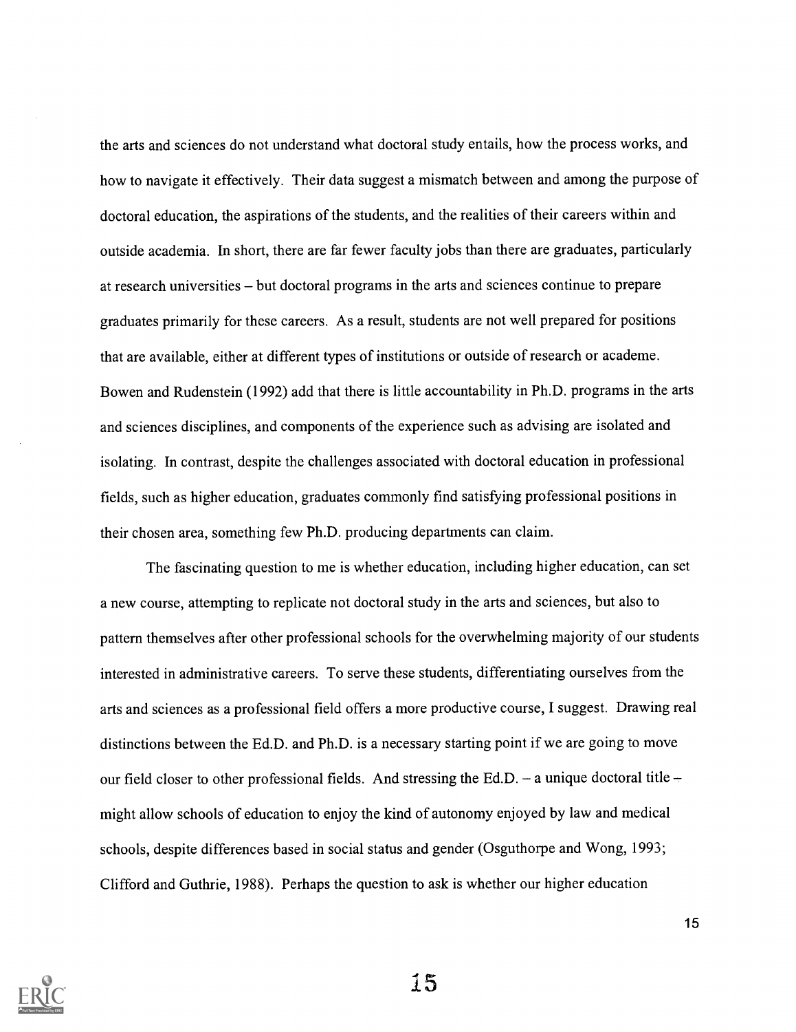the arts and sciences do not understand what doctoral study entails, how the process works, and how to navigate it effectively. Their data suggest a mismatch between and among the purpose of doctoral education, the aspirations of the students, and the realities of their careers within and outside academia. In short, there are far fewer faculty jobs than there are graduates, particularly at research universities – but doctoral programs in the arts and sciences continue to prepare graduates primarily for these careers. As a result, students are not well prepared for positions that are available, either at different types of institutions or outside of research or academe. Bowen and Rudenstein (1992) add that there is little accountability in Ph.D. programs in the arts and sciences disciplines, and components of the experience such as advising are isolated and isolating. In contrast, despite the challenges associated with doctoral education in professional fields, such as higher education, graduates commonly find satisfying professional positions in their chosen area, something few Ph.D. producing departments can claim.

The fascinating question to me is whether education, including higher education, can set a new course, attempting to replicate not doctoral study in the arts and sciences, but also to pattern themselves after other professional schools for the overwhelming majority of our students interested in administrative careers. To serve these students, differentiating ourselves from the arts and sciences as a professional field offers a more productive course, I suggest. Drawing real distinctions between the Ed.D. and Ph.D. is a necessary starting point if we are going to move our field closer to other professional fields. And stressing the Ed.D. – a unique doctoral title – might allow schools of education to enjoy the kind of autonomy enjoyed by law and medical schools, despite differences based in social status and gender (Osguthorpe and Wong, 1993; Clifford and Guthrie, 1988). Perhaps the question to ask is whether our higher education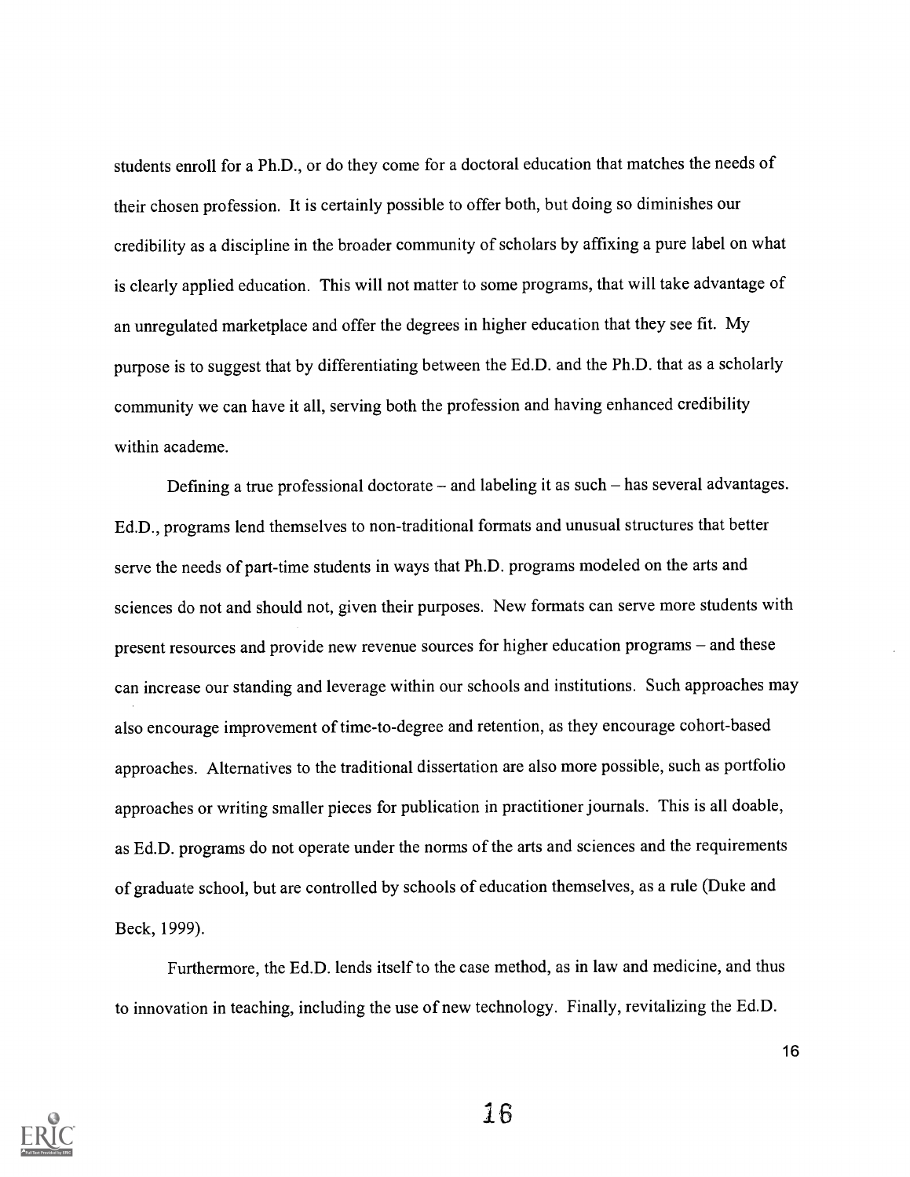students enroll for a Ph.D., or do they come for a doctoral education that matches the needs of their chosen profession. It is certainly possible to offer both, but doing so diminishes our credibility as a discipline in the broader community of scholars by affixing a pure label on what is clearly applied education. This will not matter to some programs, that will take advantage of an unregulated marketplace and offer the degrees in higher education that they see fit. My purpose is to suggest that by differentiating between the Ed.D. and the Ph.D. that as a scholarly community we can have it all, serving both the profession and having enhanced credibility within academe.

Defining a true professional doctorate – and labeling it as such – has several advantages. Ed.D., programs lend themselves to non-traditional formats and unusual structures that better serve the needs of part-time students in ways that Ph.D. programs modeled on the arts and sciences do not and should not, given their purposes. New formats can serve more students with present resources and provide new revenue sources for higher education programs – and these can increase our standing and leverage within our schools and institutions. Such approaches may also encourage improvement of time-to-degree and retention, as they encourage cohort-based approaches. Alternatives to the traditional dissertation are also more possible, such as portfolio approaches or writing smaller pieces for publication in practitioner journals. This is all doable, as Ed.D. programs do not operate under the norms of the arts and sciences and the requirements of graduate school, but are controlled by schools of education themselves, as a rule (Duke and Beck, 1999).

Furthermore, the Ed.D. lends itself to the case method, as in law and medicine, and thus to innovation in teaching, including the use of new technology. Finally, revitalizing the Ed.D.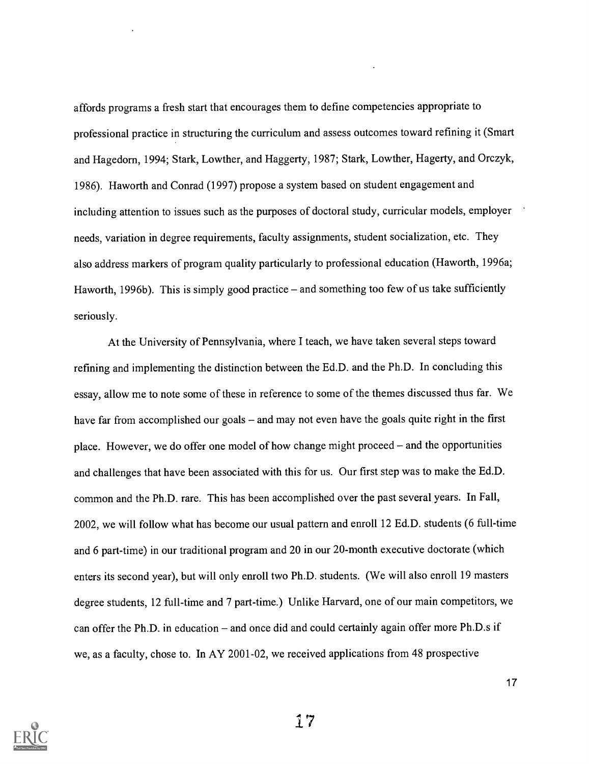affords programs a fresh start that encourages them to define competencies appropriate to professional practice in structuring the curriculum and assess outcomes toward refining it (Smart and Hagedorn, 1994; Stark, Lowther, and Haggerty, 1987; Stark, Lowther, Hagerty, and Orczyk, 1986). Haworth and Conrad (1997) propose a system based on student engagement and including attention to issues such as the purposes of doctoral study, curricular models, employer needs, variation in degree requirements, faculty assignments, student socialization, etc. They also address markers of program quality particularly to professional education (Haworth, 1996a; Haworth, 1996b). This is simply good practice – and something too few of us take sufficiently seriously.

At the University of Pennsylvania, where I teach, we have taken several steps toward refining and implementing the distinction between the Ed.D. and the Ph.D. In concluding this essay, allow me to note some of these in reference to some of the themes discussed thus far. We have far from accomplished our goals – and may not even have the goals quite right in the first place. However, we do offer one model of how change might proceed – and the opportunities and challenges that have been associated with this for us. Our first step was to make the Ed.D. common and the Ph.D. rare. This has been accomplished over the past several years. In Fall, 2002, we will follow what has become our usual pattern and enroll 12 Ed.D. students (6 full-time and 6 part-time) in our traditional program and 20 in our 20-month executive doctorate (which enters its second year), but will only enroll two Ph.D. students. (We will also enroll 19 masters degree students, 12 full-time and 7 part-time.) Unlike Harvard, one of our main competitors, we can offer the Ph.D. in education – and once did and could certainly again offer more Ph.D.s if we, as a faculty, chose to. In AY 2001-02, we received applications from 48 prospective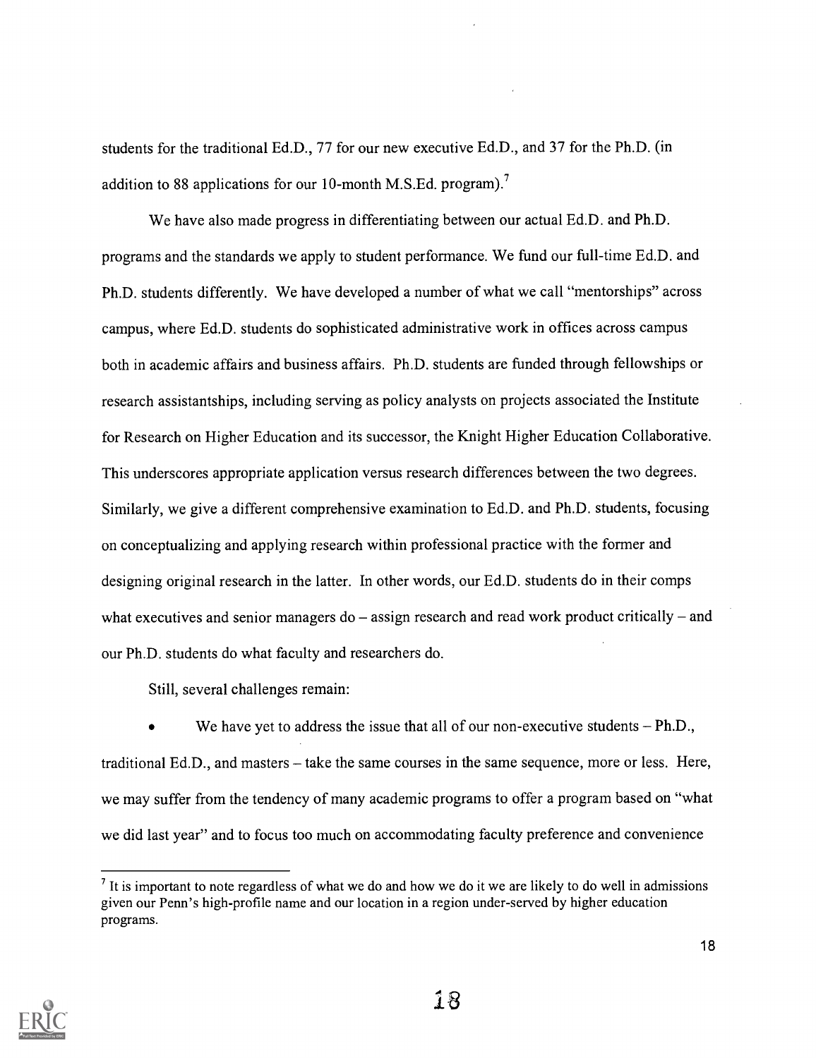students for the traditional Ed.D., 77 for our new executive Ed.D., and 37 for the Ph.D. (in addition to 88 applications for our 10-month M.S.Ed. program).[7]

We have also made progress in differentiating between our actual Ed.D. and Ph.D. programs and the standards we apply to student performance. We fund our full-time Ed.D. and Ph.D. students differently. We have developed a number of what we call "mentorships" across campus, where Ed.D. students do sophisticated administrative work in offices across campus both in academic affairs and business affairs. Ph.D. students are funded through fellowships or research assistantships, including serving as policy analysts on projects associated the Institute for Research on Higher Education and its successor, the Knight Higher Education Collaborative. This underscores appropriate application versus research differences between the two degrees. Similarly, we give a different comprehensive examination to Ed.D. and Ph.D. students, focusing on conceptualizing and applying research within professional practice with the former and designing original research in the latter. In other words, our Ed.D. students do in their comps what executives and senior managers do – assign research and read work product critically – and our Ph.D. students do what faculty and researchers do.

Still, several challenges remain:

- We have yet to address the issue that all of our non-executive students – Ph.D., traditional Ed.D., and masters – take the same courses in the same sequence, more or less. Here, we may suffer from the tendency of many academic programs to offer a program based on "what we did last year" and to focus too much on accommodating faculty preference and convenience

[7] It is important to note regardless of what we do and how we do it we are likely to do well in admissions given our Penn's high-profile name and our location in a region under-served by higher education programs.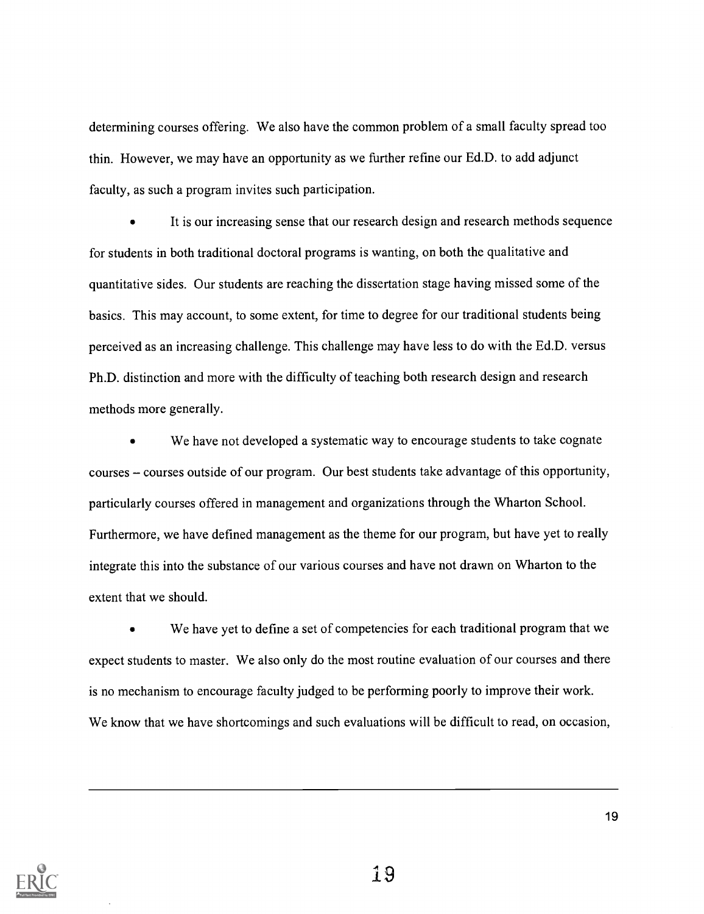determining courses offering. We also have the common problem of a small faculty spread too thin. However, we may have an opportunity as we further refine our Ed.D. to add adjunct faculty, as such a program invites such participation.

- It is our increasing sense that our research design and research methods sequence for students in both traditional doctoral programs is wanting, on both the qualitative and quantitative sides. Our students are reaching the dissertation stage having missed some of the basics. This may account, to some extent, for time to degree for our traditional students being perceived as an increasing challenge. This challenge may have less to do with the Ed.D. versus Ph.D. distinction and more with the difficulty of teaching both research design and research methods more generally.

- We have not developed a systematic way to encourage students to take cognate courses – courses outside of our program. Our best students take advantage of this opportunity, particularly courses offered in management and organizations through the Wharton School. Furthermore, we have defined management as the theme for our program, but have yet to really integrate this into the substance of our various courses and have not drawn on Wharton to the extent that we should.

- We have yet to define a set of competencies for each traditional program that we expect students to master. We also only do the most routine evaluation of our courses and there is no mechanism to encourage faculty judged to be performing poorly to improve their work. We know that we have shortcomings and such evaluations will be difficult to read, on occasion,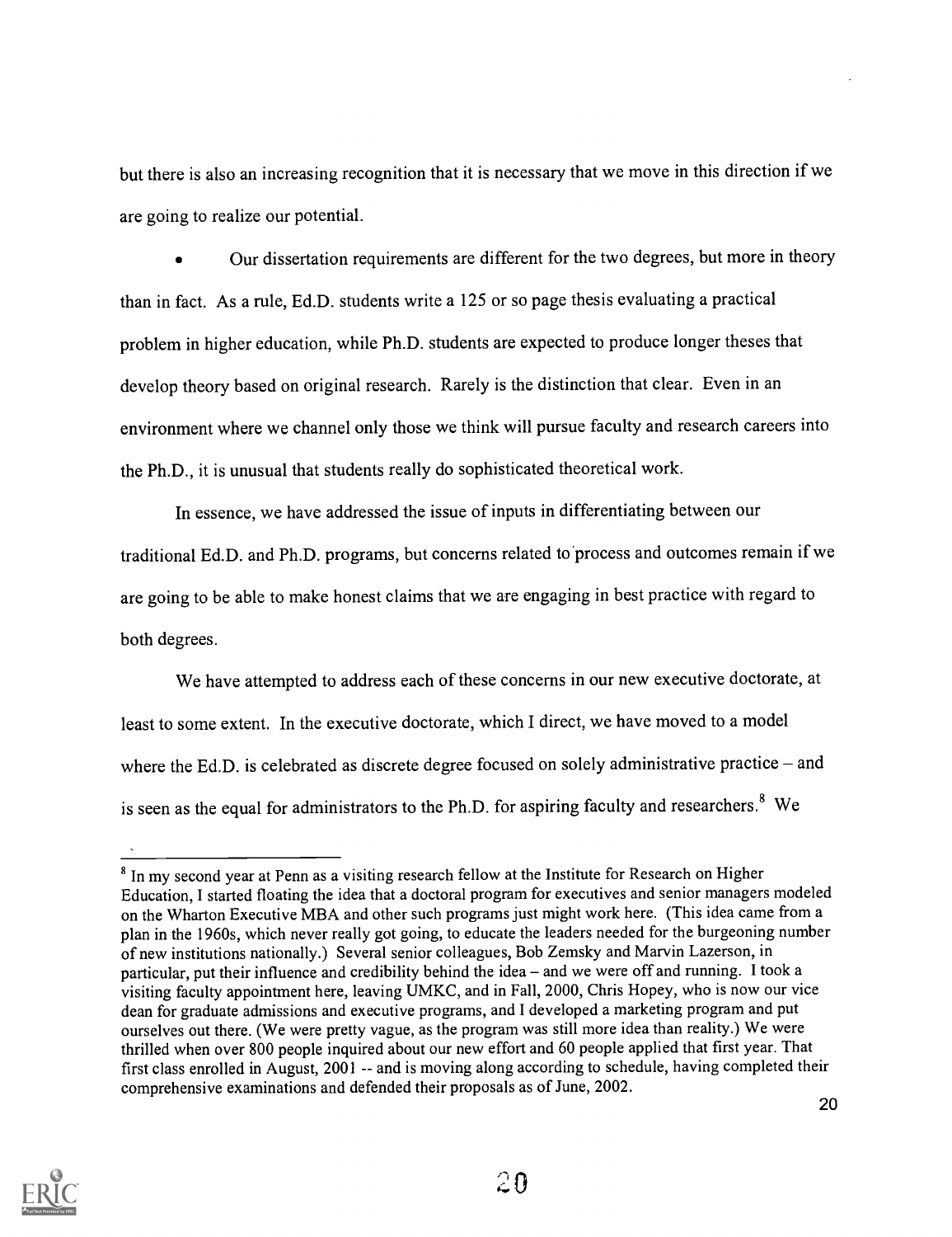but there is also an increasing recognition that it is necessary that we move in this direction if we are going to realize our potential.

- Our dissertation requirements are different for the two degrees, but more in theory than in fact. As a rule, Ed.D. students write a 125 or so page thesis evaluating a practical problem in higher education, while Ph.D. students are expected to produce longer theses that develop theory based on original research. Rarely is the distinction that clear. Even in an environment where we channel only those we think will pursue faculty and research careers into the Ph.D., it is unusual that students really do sophisticated theoretical work.

In essence, we have addressed the issue of inputs in differentiating between our traditional Ed.D. and Ph.D. programs, but concerns related to process and outcomes remain if we are going to be able to make honest claims that we are engaging in best practice with regard to both degrees.

We have attempted to address each of these concerns in our new executive doctorate, at least to some extent. In the executive doctorate, which I direct, we have moved to a model where the Ed.D. is celebrated as discrete degree focused on solely administrative practice – and is seen as the equal for administrators to the Ph.D. for aspiring faculty and researchers.[8] We

[8] In my second year at Penn as a visiting research fellow at the Institute for Research on Higher Education, I started floating the idea that a doctoral program for executives and senior managers modeled on the Wharton Executive MBA and other such programs just might work here. (This idea came from a plan in the 1960s, which never really got going, to educate the leaders needed for the burgeoning number of new institutions nationally.) Several senior colleagues, Bob Zemsky and Marvin Lazerson, in particular, put their influence and credibility behind the idea – and we were off and running. I took a visiting faculty appointment here, leaving UMKC, and in Fall, 2000, Chris Hopey, who is now our vice dean for graduate admissions and executive programs, and I developed a marketing program and put ourselves out there. (We were pretty vague, as the program was still more idea than reality.) We were thrilled when over 800 people inquired about our new effort and 60 people applied that first year. That first class enrolled in August, 2001 -- and is moving along according to schedule, having completed their comprehensive examinations and defended their proposals as of June, 2002.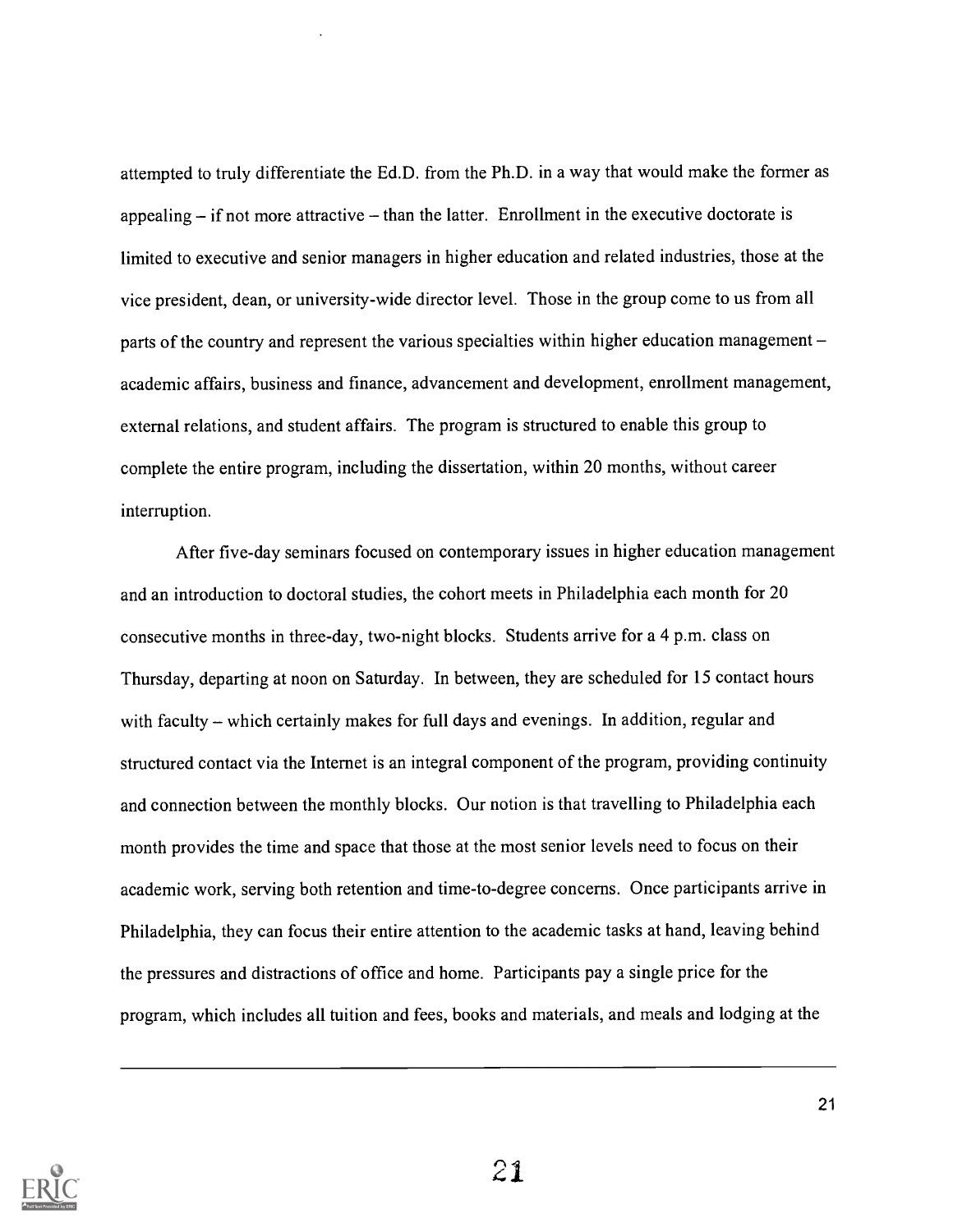attempted to truly differentiate the Ed.D. from the Ph.D. in a way that would make the former as appealing – if not more attractive – than the latter. Enrollment in the executive doctorate is limited to executive and senior managers in higher education and related industries, those at the vice president, dean, or university-wide director level. Those in the group come to us from all parts of the country and represent the various specialties within higher education management – academic affairs, business and finance, advancement and development, enrollment management, external relations, and student affairs. The program is structured to enable this group to complete the entire program, including the dissertation, within 20 months, without career interruption.

After five-day seminars focused on contemporary issues in higher education management and an introduction to doctoral studies, the cohort meets in Philadelphia each month for 20 consecutive months in three-day, two-night blocks. Students arrive for a 4 p.m. class on Thursday, departing at noon on Saturday. In between, they are scheduled for 15 contact hours with faculty – which certainly makes for full days and evenings. In addition, regular and structured contact via the Internet is an integral component of the program, providing continuity and connection between the monthly blocks. Our notion is that travelling to Philadelphia each month provides the time and space that those at the most senior levels need to focus on their academic work, serving both retention and time-to-degree concerns. Once participants arrive in Philadelphia, they can focus their entire attention to the academic tasks at hand, leaving behind the pressures and distractions of office and home. Participants pay a single price for the program, which includes all tuition and fees, books and materials, and meals and lodging at the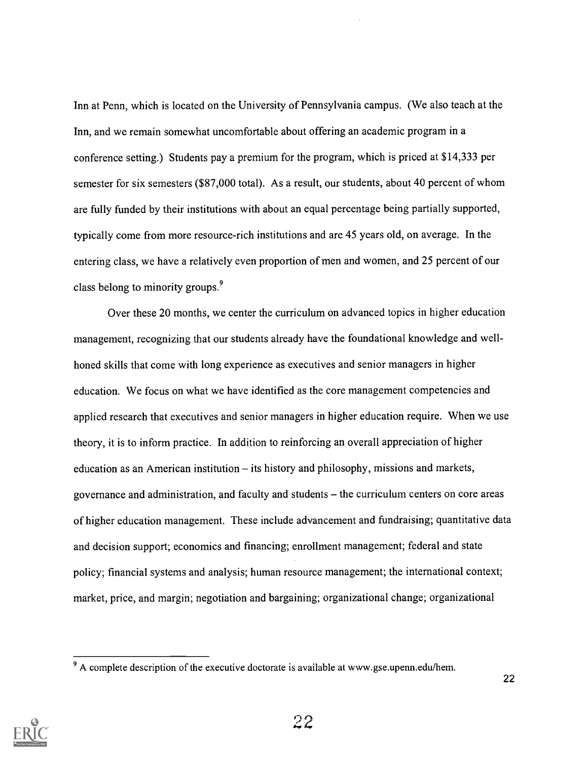Inn at Penn, which is located on the University of Pennsylvania campus. (We also teach at the Inn, and we remain somewhat uncomfortable about offering an academic program in a conference setting.) Students pay a premium for the program, which is priced at $14,333 per semester for six semesters ($87,000 total). As a result, our students, about 40 percent of whom are fully funded by their institutions with about an equal percentage being partially supported, typically come from more resource-rich institutions and are 45 years old, on average. In the entering class, we have a relatively even proportion of men and women, and 25 percent of our class belong to minority groups.[9]

Over these 20 months, we center the curriculum on advanced topics in higher education management, recognizing that our students already have the foundational knowledge and well-honed skills that come with long experience as executives and senior managers in higher education. We focus on what we have identified as the core management competencies and applied research that executives and senior managers in higher education require. When we use theory, it is to inform practice. In addition to reinforcing an overall appreciation of higher education as an American institution – its history and philosophy, missions and markets, governance and administration, and faculty and students – the curriculum centers on core areas of higher education management. These include advancement and fundraising; quantitative data and decision support; economics and financing; enrollment management; federal and state policy; financial systems and analysis; human resource management; the international context; market, price, and margin; negotiation and bargaining; organizational change; organizational

[9] A complete description of the executive doctorate is available at www.gse.upenn.edu/hem.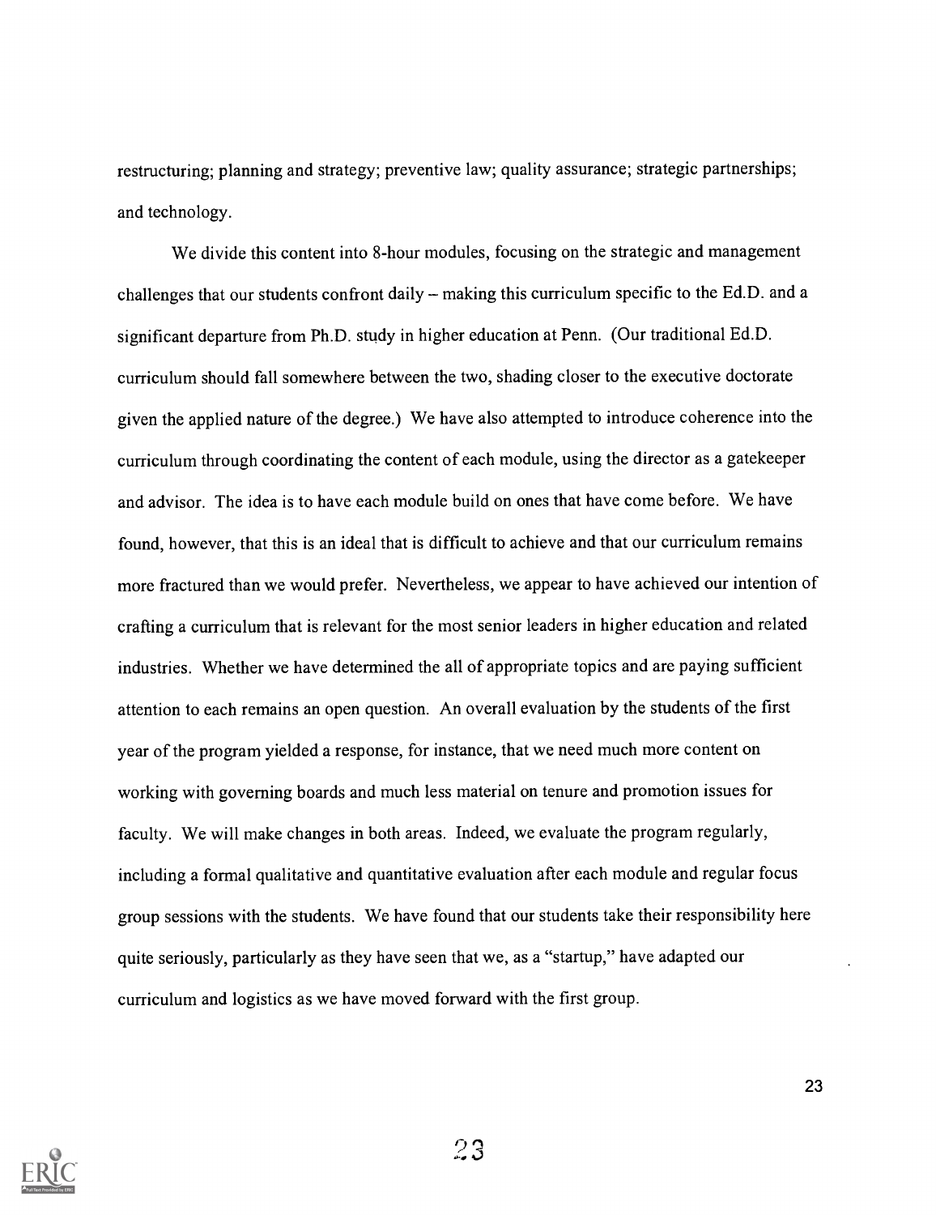restructuring; planning and strategy; preventive law; quality assurance; strategic partnerships; and technology.

We divide this content into 8-hour modules, focusing on the strategic and management challenges that our students confront daily – making this curriculum specific to the Ed.D. and a significant departure from Ph.D. study in higher education at Penn. (Our traditional Ed.D. curriculum should fall somewhere between the two, shading closer to the executive doctorate given the applied nature of the degree.) We have also attempted to introduce coherence into the curriculum through coordinating the content of each module, using the director as a gatekeeper and advisor. The idea is to have each module build on ones that have come before. We have found, however, that this is an ideal that is difficult to achieve and that our curriculum remains more fractured than we would prefer. Nevertheless, we appear to have achieved our intention of crafting a curriculum that is relevant for the most senior leaders in higher education and related industries. Whether we have determined the all of appropriate topics and are paying sufficient attention to each remains an open question. An overall evaluation by the students of the first year of the program yielded a response, for instance, that we need much more content on working with governing boards and much less material on tenure and promotion issues for faculty. We will make changes in both areas. Indeed, we evaluate the program regularly, including a formal qualitative and quantitative evaluation after each module and regular focus group sessions with the students. We have found that our students take their responsibility here quite seriously, particularly as they have seen that we, as a "startup," have adapted our curriculum and logistics as we have moved forward with the first group.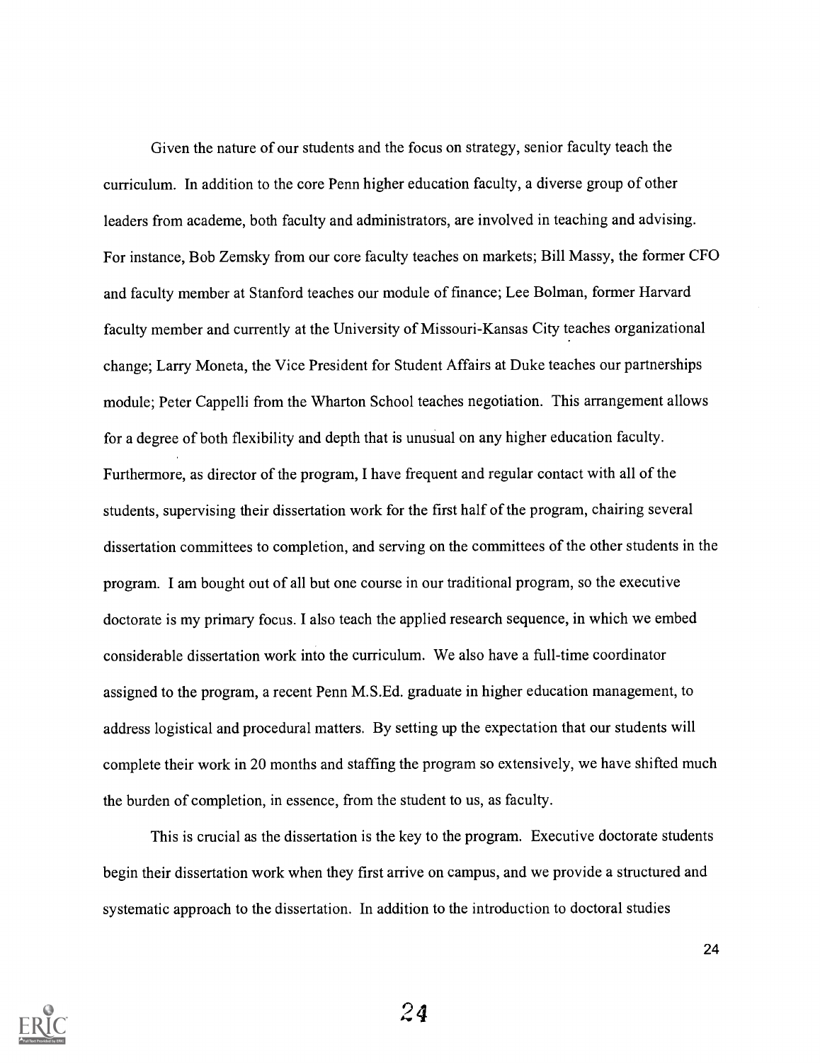Given the nature of our students and the focus on strategy, senior faculty teach the curriculum. In addition to the core Penn higher education faculty, a diverse group of other leaders from academe, both faculty and administrators, are involved in teaching and advising. For instance, Bob Zemsky from our core faculty teaches on markets; Bill Massy, the former CFO and faculty member at Stanford teaches our module of finance; Lee Bolman, former Harvard faculty member and currently at the University of Missouri-Kansas City teaches organizational change; Larry Moneta, the Vice President for Student Affairs at Duke teaches our partnerships module; Peter Cappelli from the Wharton School teaches negotiation. This arrangement allows for a degree of both flexibility and depth that is unusual on any higher education faculty. Furthermore, as director of the program, I have frequent and regular contact with all of the students, supervising their dissertation work for the first half of the program, chairing several dissertation committees to completion, and serving on the committees of the other students in the program. I am bought out of all but one course in our traditional program, so the executive doctorate is my primary focus. I also teach the applied research sequence, in which we embed considerable dissertation work into the curriculum. We also have a full-time coordinator assigned to the program, a recent Penn M.S.Ed. graduate in higher education management, to address logistical and procedural matters. By setting up the expectation that our students will complete their work in 20 months and staffing the program so extensively, we have shifted much the burden of completion, in essence, from the student to us, as faculty.

This is crucial as the dissertation is the key to the program. Executive doctorate students begin their dissertation work when they first arrive on campus, and we provide a structured and systematic approach to the dissertation. In addition to the introduction to doctoral studies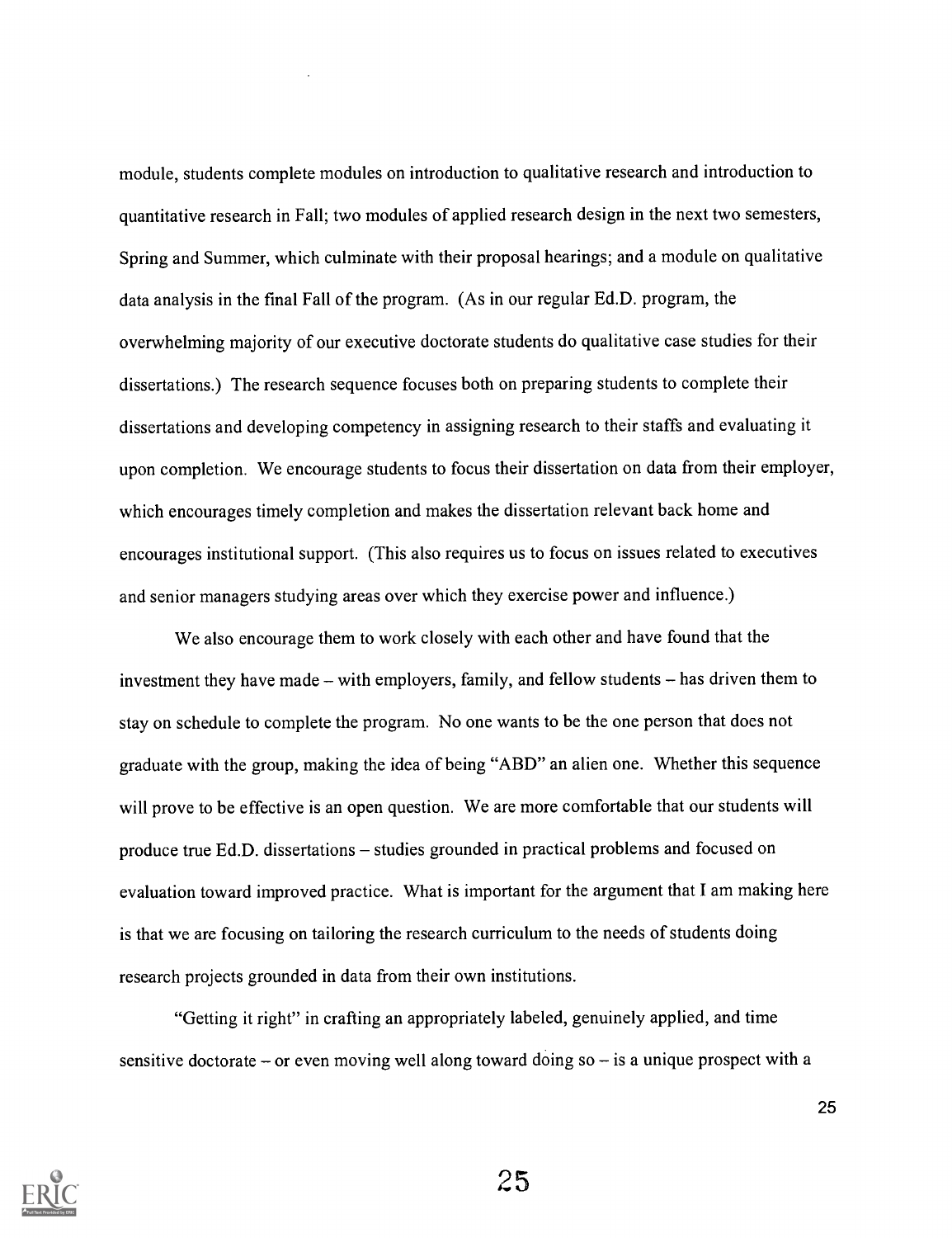module, students complete modules on introduction to qualitative research and introduction to quantitative research in Fall; two modules of applied research design in the next two semesters, Spring and Summer, which culminate with their proposal hearings; and a module on qualitative data analysis in the final Fall of the program. (As in our regular Ed.D. program, the overwhelming majority of our executive doctorate students do qualitative case studies for their dissertations.) The research sequence focuses both on preparing students to complete their dissertations and developing competency in assigning research to their staffs and evaluating it upon completion. We encourage students to focus their dissertation on data from their employer, which encourages timely completion and makes the dissertation relevant back home and encourages institutional support. (This also requires us to focus on issues related to executives and senior managers studying areas over which they exercise power and influence.)

We also encourage them to work closely with each other and have found that the investment they have made – with employers, family, and fellow students – has driven them to stay on schedule to complete the program. No one wants to be the one person that does not graduate with the group, making the idea of being "ABD" an alien one. Whether this sequence will prove to be effective is an open question. We are more comfortable that our students will produce true Ed.D. dissertations – studies grounded in practical problems and focused on evaluation toward improved practice. What is important for the argument that I am making here is that we are focusing on tailoring the research curriculum to the needs of students doing research projects grounded in data from their own institutions.

"Getting it right" in crafting an appropriately labeled, genuinely applied, and time sensitive doctorate – or even moving well along toward doing so – is a unique prospect with a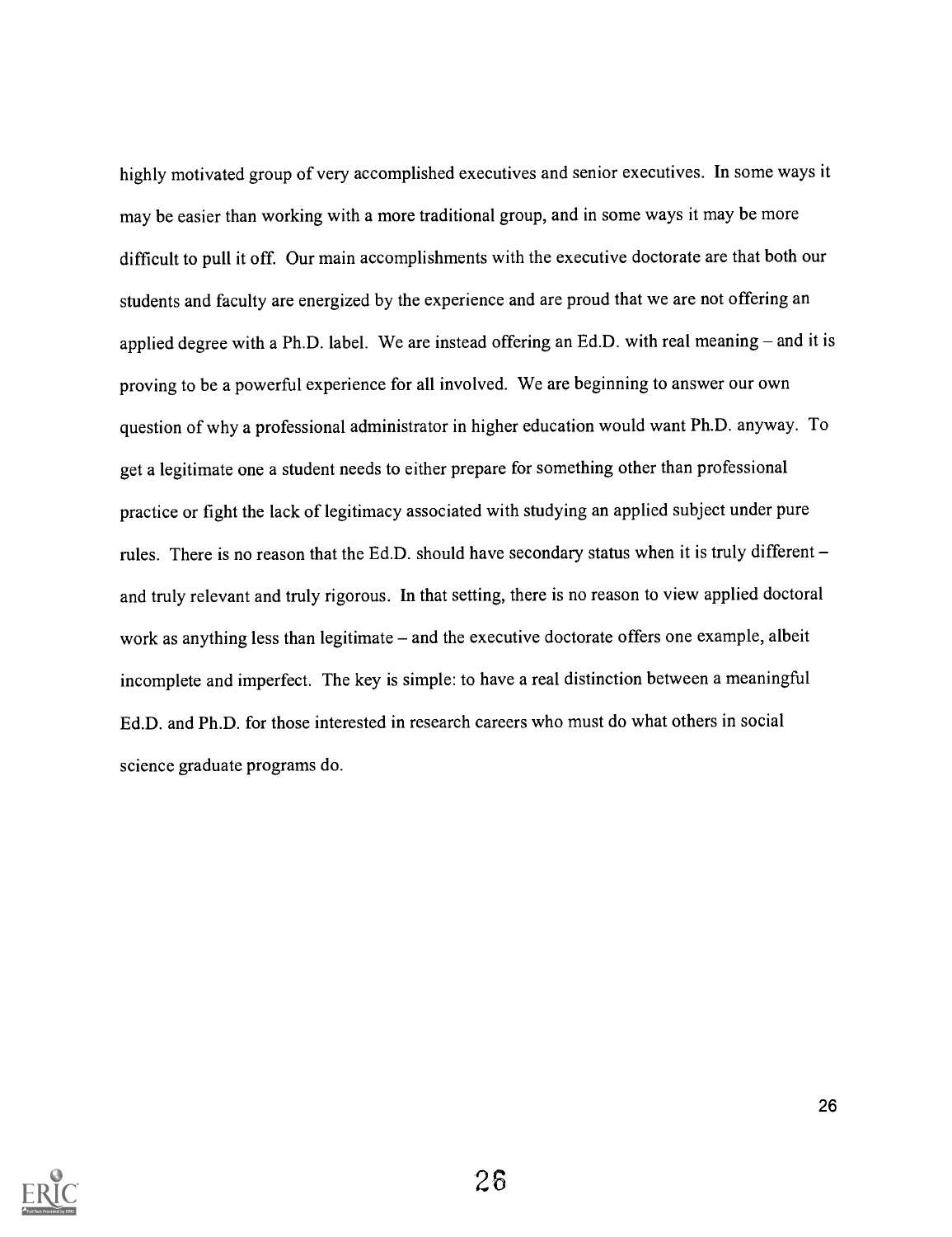highly motivated group of very accomplished executives and senior executives. In some ways it may be easier than working with a more traditional group, and in some ways it may be more difficult to pull it off. Our main accomplishments with the executive doctorate are that both our students and faculty are energized by the experience and are proud that we are not offering an applied degree with a Ph.D. label. We are instead offering an Ed.D. with real meaning – and it is proving to be a powerful experience for all involved. We are beginning to answer our own question of why a professional administrator in higher education would want Ph.D. anyway. To get a legitimate one a student needs to either prepare for something other than professional practice or fight the lack of legitimacy associated with studying an applied subject under pure rules. There is no reason that the Ed.D. should have secondary status when it is truly different – and truly relevant and truly rigorous. In that setting, there is no reason to view applied doctoral work as anything less than legitimate – and the executive doctorate offers one example, albeit incomplete and imperfect. The key is simple: to have a real distinction between a meaningful Ed.D. and Ph.D. for those interested in research careers who must do what others in social science graduate programs do.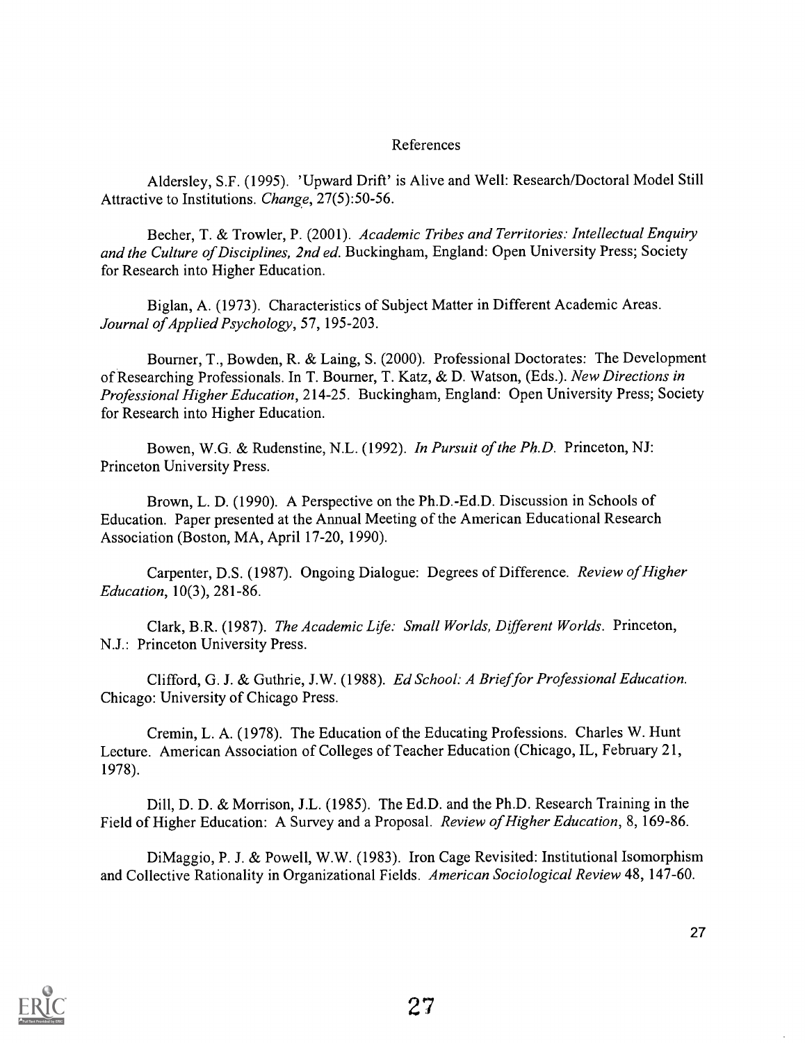# References

Aldersley, S.F. (1995). 'Upward Drift' is Alive and Well: Research/Doctoral Model Still Attractive to Institutions. *Change*, 27(5):50-56.

Becher, T. & Trowler, P. (2001). *Academic Tribes and Territories: Intellectual Enquiry and the Culture of Disciplines, 2nd ed.* Buckingham, England: Open University Press; Society for Research into Higher Education.

Biglan, A. (1973). Characteristics of Subject Matter in Different Academic Areas. *Journal of Applied Psychology*, 57, 195-203.

Bourner, T., Bowden, R. & Laing, S. (2000). Professional Doctorates: The Development of Researching Professionals. In T. Bourner, T. Katz, & D. Watson, (Eds.). *New Directions in Professional Higher Education*, 214-25. Buckingham, England: Open University Press; Society for Research into Higher Education.

Bowen, W.G. & Rudenstine, N.L. (1992). *In Pursuit of the Ph.D.* Princeton, NJ: Princeton University Press.

Brown, L. D. (1990). A Perspective on the Ph.D.-Ed.D. Discussion in Schools of Education. Paper presented at the Annual Meeting of the American Educational Research Association (Boston, MA, April 17-20, 1990).

Carpenter, D.S. (1987). Ongoing Dialogue: Degrees of Difference. *Review of Higher Education*, 10(3), 281-86.

Clark, B.R. (1987). *The Academic Life: Small Worlds, Different Worlds*. Princeton, N.J.: Princeton University Press.

Clifford, G. J. & Guthrie, J.W. (1988). *Ed School: A Brief for Professional Education.* Chicago: University of Chicago Press.

Cremin, L. A. (1978). The Education of the Educating Professions. Charles W. Hunt Lecture. American Association of Colleges of Teacher Education (Chicago, IL, February 21, 1978).

Dill, D. D. & Morrison, J.L. (1985). The Ed.D. and the Ph.D. Research Training in the Field of Higher Education: A Survey and a Proposal. *Review of Higher Education*, 8, 169-86.

DiMaggio, P. J. & Powell, W.W. (1983). Iron Cage Revisited: Institutional Isomorphism and Collective Rationality in Organizational Fields. *American Sociological Review* 48, 147-60.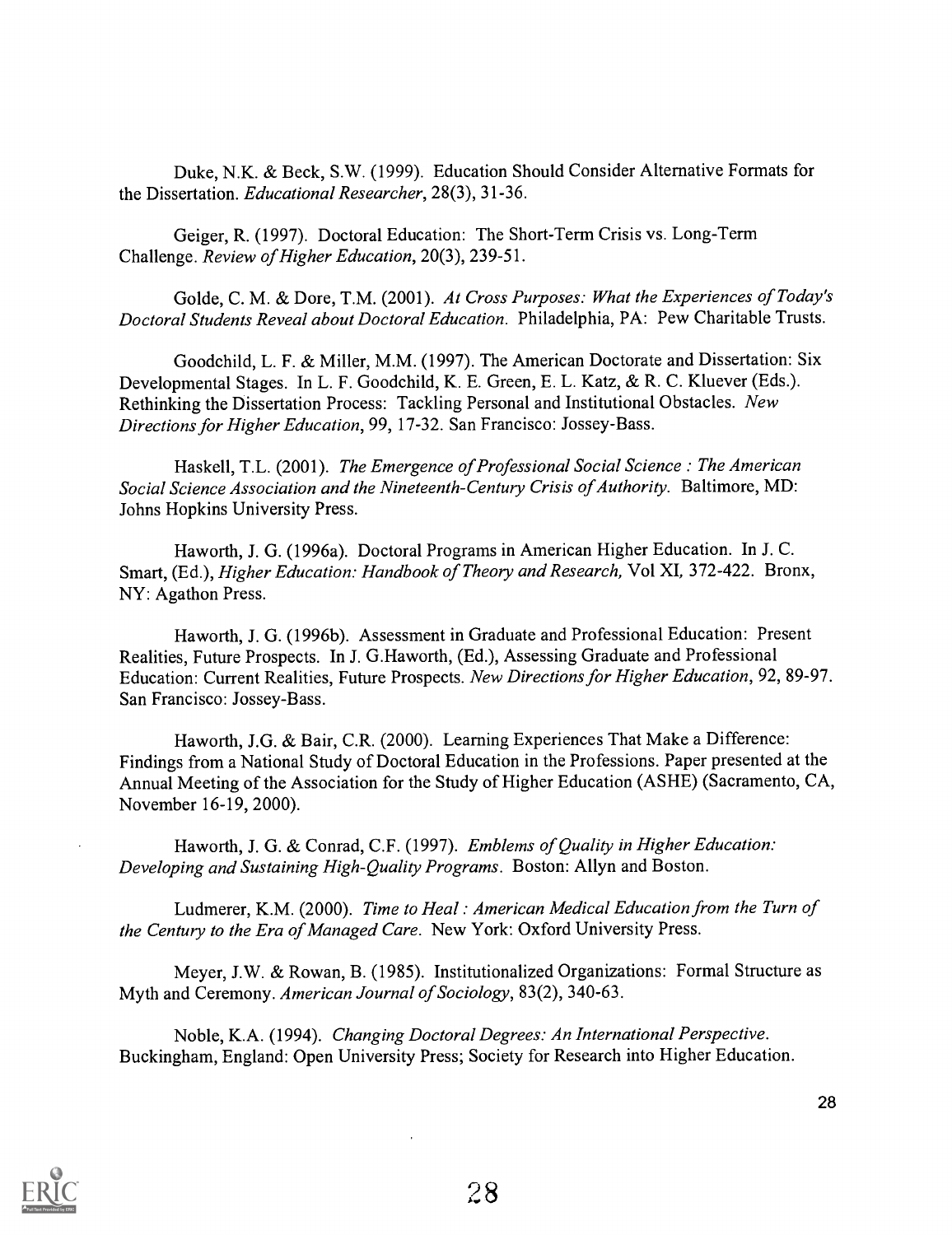Duke, N.K. & Beck, S.W. (1999). Education Should Consider Alternative Formats for the Dissertation. *Educational Researcher*, 28(3), 31-36.

Geiger, R. (1997). Doctoral Education: The Short-Term Crisis vs. Long-Term Challenge. *Review of Higher Education*, 20(3), 239-51.

Golde, C. M. & Dore, T.M. (2001). *At Cross Purposes: What the Experiences of Today's Doctoral Students Reveal about Doctoral Education*. Philadelphia, PA: Pew Charitable Trusts.

Goodchild, L. F. & Miller, M.M. (1997). The American Doctorate and Dissertation: Six Developmental Stages. In L. F. Goodchild, K. E. Green, E. L. Katz, & R. C. Kluever (Eds.). Rethinking the Dissertation Process: Tackling Personal and Institutional Obstacles. *New Directions for Higher Education*, 99, 17-32. San Francisco: Jossey-Bass.

Haskell, T.L. (2001). *The Emergence of Professional Social Science : The American Social Science Association and the Nineteenth-Century Crisis of Authority*. Baltimore, MD: Johns Hopkins University Press.

Haworth, J. G. (1996a). Doctoral Programs in American Higher Education. In J. C. Smart, (Ed.), *Higher Education: Handbook of Theory and Research*, Vol XI, 372-422. Bronx, NY: Agathon Press.

Haworth, J. G. (1996b). Assessment in Graduate and Professional Education: Present Realities, Future Prospects. In J. G.Haworth, (Ed.), Assessing Graduate and Professional Education: Current Realities, Future Prospects. *New Directions for Higher Education*, 92, 89-97. San Francisco: Jossey-Bass.

Haworth, J.G. & Bair, C.R. (2000). Learning Experiences That Make a Difference: Findings from a National Study of Doctoral Education in the Professions. Paper presented at the Annual Meeting of the Association for the Study of Higher Education (ASHE) (Sacramento, CA, November 16-19, 2000).

Haworth, J. G. & Conrad, C.F. (1997). *Emblems of Quality in Higher Education: Developing and Sustaining High-Quality Programs*. Boston: Allyn and Boston.

Ludmerer, K.M. (2000). *Time to Heal : American Medical Education from the Turn of the Century to the Era of Managed Care*. New York: Oxford University Press.

Meyer, J.W. & Rowan, B. (1985). Institutionalized Organizations: Formal Structure as Myth and Ceremony. *American Journal of Sociology*, 83(2), 340-63.

Noble, K.A. (1994). *Changing Doctoral Degrees: An International Perspective*. Buckingham, England: Open University Press; Society for Research into Higher Education.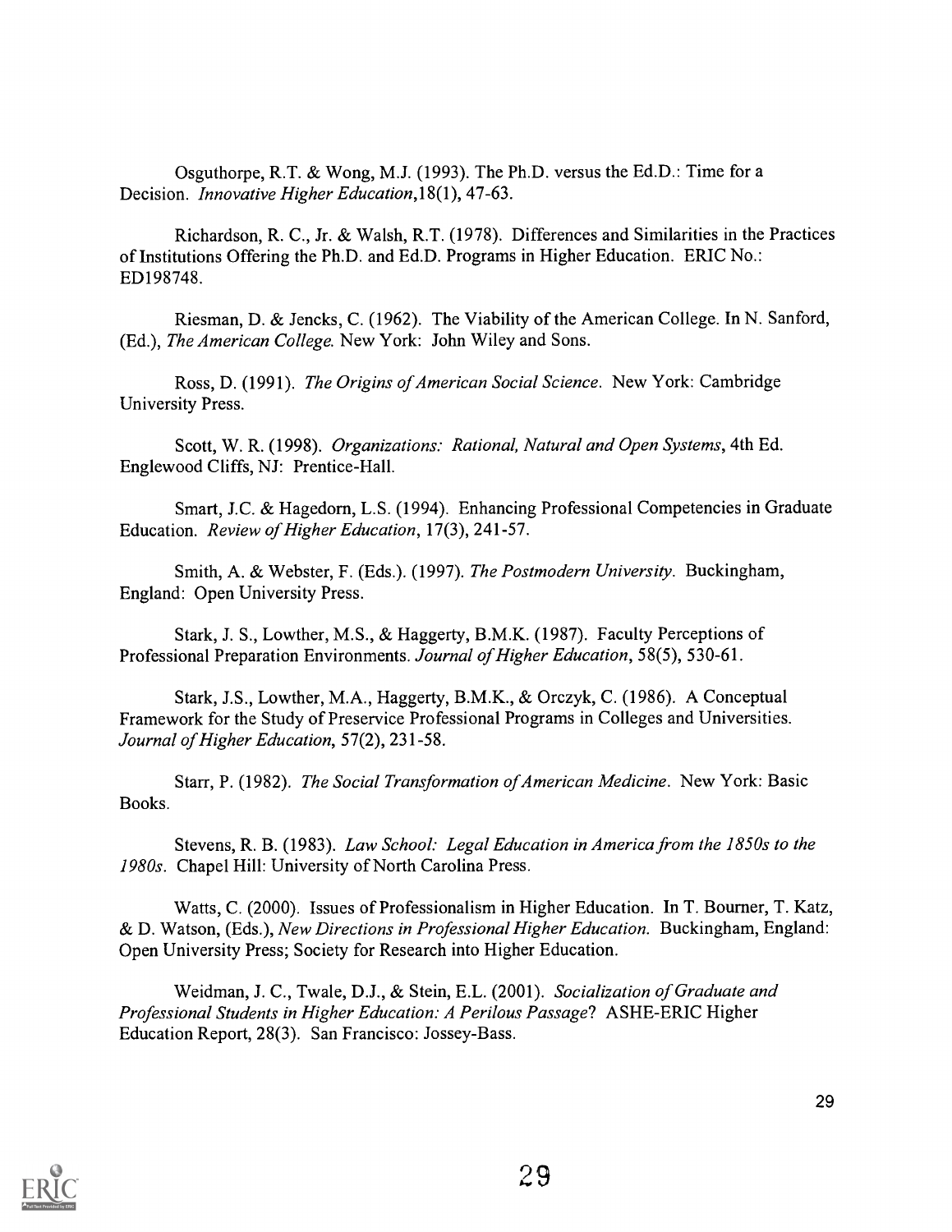Osguthorpe, R.T. & Wong, M.J. (1993). The Ph.D. versus the Ed.D.: Time for a Decision. *Innovative Higher Education*,18(1), 47-63.

Richardson, R. C., Jr. & Walsh, R.T. (1978). Differences and Similarities in the Practices of Institutions Offering the Ph.D. and Ed.D. Programs in Higher Education. ERIC No.: ED198748.

Riesman, D. & Jencks, C. (1962). The Viability of the American College. In N. Sanford, (Ed.), *The American College.* New York: John Wiley and Sons.

Ross, D. (1991). *The Origins of American Social Science*. New York: Cambridge University Press.

Scott, W. R. (1998). *Organizations: Rational, Natural and Open Systems*, 4th Ed. Englewood Cliffs, NJ: Prentice-Hall.

Smart, J.C. & Hagedorn, L.S. (1994). Enhancing Professional Competencies in Graduate Education. *Review of Higher Education*, 17(3), 241-57.

Smith, A. & Webster, F. (Eds.). (1997). *The Postmodern University*. Buckingham, England: Open University Press.

Stark, J. S., Lowther, M.S., & Haggerty, B.M.K. (1987). Faculty Perceptions of Professional Preparation Environments. *Journal of Higher Education*, 58(5), 530-61.

Stark, J.S., Lowther, M.A., Haggerty, B.M.K., & Orczyk, C. (1986). A Conceptual Framework for the Study of Preservice Professional Programs in Colleges and Universities. *Journal of Higher Education*, 57(2), 231-58.

Starr, P. (1982). *The Social Transformation of American Medicine*. New York: Basic Books.

Stevens, R. B. (1983). *Law School: Legal Education in America from the 1850s to the 1980s*. Chapel Hill: University of North Carolina Press.

Watts, C. (2000). Issues of Professionalism in Higher Education. In T. Bourner, T. Katz, & D. Watson, (Eds.), *New Directions in Professional Higher Education*. Buckingham, England: Open University Press; Society for Research into Higher Education.

Weidman, J. C., Twale, D.J., & Stein, E.L. (2001). *Socialization of Graduate and Professional Students in Higher Education: A Perilous Passage*? ASHE-ERIC Higher Education Report, 28(3). San Francisco: Jossey-Bass.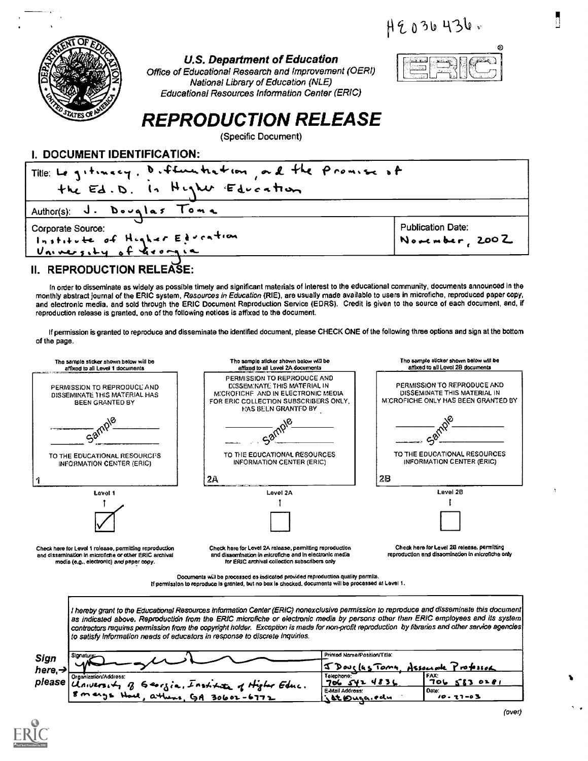HE036436.

U.S. Department of Education
Office of Educational Research and Improvement (OERI)
National Library of Education (NLE)
Educational Resources Information Center (ERIC)

# REPRODUCTION RELEASE

(Specific Document)

## I. DOCUMENT IDENTIFICATION:

| | |
|---|---|
| Title: Legitimacy, Differentiation, and the Promise of the Ed.D. in Higher Education | |
| Author(s): J. Douglas Toma | |
| Corporate Source: Institute of Higher Education University of Georgia | Publication Date: November, 2002 |

## II. REPRODUCTION RELEASE:

In order to disseminate as widely as possible timely and significant materials of interest to the educational community, documents announced in the monthly abstract journal of the ERIC system, *Resources in Education* (RIE), are usually made available to users in microfiche, reproduced paper copy, and electronic media, and sold through the ERIC Document Reproduction Service (EDRS). Credit is given to the source of each document, and, if reproduction release is granted, one of the following notices is affixed to the document.

If permission is granted to reproduce and disseminate the identified document, please CHECK ONE of the following three options and sign at the bottom of the page.

| The sample sticker shown below will be affixed to all Level 1 documents | The sample sticker shown below will be affixed to all Level 2A documents | The sample sticker shown below will be affixed to all Level 2B documents |
|---|---|---|
| PERMISSION TO REPRODUCE AND DISSEMINATE THIS MATERIAL HAS BEEN GRANTED BY | PERMISSION TO REPRODUCE AND DISSEMINATE THIS MATERIAL IN MICROFICHE AND IN ELECTRONIC MEDIA FOR ERIC COLLECTION SUBSCRIBERS ONLY, HAS BEEN GRANTED BY | PERMISSION TO REPRODUCE AND DISSEMINATE THIS MATERIAL IN MICROFICHE ONLY HAS BEEN GRANTED BY |
| Sample | Sample | Sample |
| TO THE EDUCATIONAL RESOURCES INFORMATION CENTER (ERIC) | TO THE EDUCATIONAL RESOURCES INFORMATION CENTER (ERIC) | TO THE EDUCATIONAL RESOURCES INFORMATION CENTER (ERIC) |
| 1 | 2A | 2B |
| Level 1 | Level 2A | Level 2B |
| ☑ | ☐ | ☐ |
| Check here for Level 1 release, permitting reproduction and dissemination in microfiche or other ERIC archival media (e.g., electronic) *and* paper copy. | Check here for Level 2A release, permitting reproduction and dissemination in microfiche and in electronic media for ERIC archival collection subscribers only | Check here for Level 2B release, permitting reproduction and dissemination in microfiche only |

Documents will be processed as indicated provided reproduction quality permits.
If permission to reproduce is granted, but no box is checked, documents will be processed at Level 1.

*I hereby grant to the Educational Resources Information Center (ERIC) nonexclusive permission to reproduce and disseminate this document as indicated above. Reproduction from the ERIC microfiche or electronic media by persons other than ERIC employees and its system contractors requires permission from the copyright holder. Exception is made for non-profit reproduction by libraries and other service agencies to satisfy information needs of educators in response to discrete inquiries.*

| Sign here, please | | |
|---|---|---|
| Signature: [signature] | Printed Name/Position/Title: J Douglas Toma, Associate Professor | |
| Organization/Address: University of Georgia, Institute of Higher Educ. 8 Meigs Hall, athens, GA 30602-6772 | Telephone: 706 542 4836 | FAX: 706 583 0281 |
| | E-Mail Address: jdt@uga.edu | Date: 10-27-03 |

(over)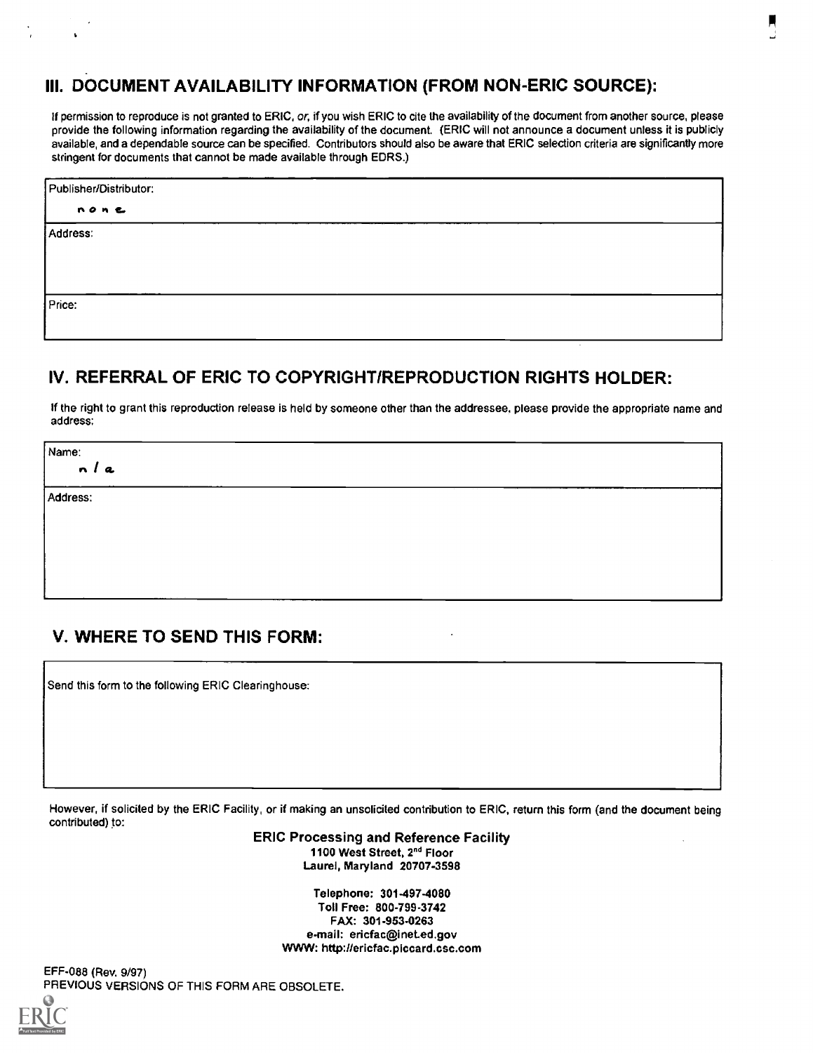## III. DOCUMENT AVAILABILITY INFORMATION (FROM NON-ERIC SOURCE):

If permission to reproduce is not granted to ERIC, *or*, if you wish ERIC to cite the availability of the document from another source, please provide the following information regarding the availability of the document. (ERIC will not announce a document unless it is publicly available, and a dependable source can be specified. Contributors should also be aware that ERIC selection criteria are significantly more stringent for documents that cannot be made available through EDRS.)

Publisher/Distributor:
none

Address:

Price:

## IV. REFERRAL OF ERIC TO COPYRIGHT/REPRODUCTION RIGHTS HOLDER:

If the right to grant this reproduction release is held by someone other than the addressee, please provide the appropriate name and address:

Name:
n/a

Address:

## V. WHERE TO SEND THIS FORM:

Send this form to the following ERIC Clearinghouse:

However, if solicited by the ERIC Facility, or if making an unsolicited contribution to ERIC, return this form (and the document being contributed) to:

**ERIC Processing and Reference Facility**
**1100 West Street, 2nd Floor**
**Laurel, Maryland 20707-3598**

**Telephone: 301-497-4080**
**Toll Free: 800-799-3742**
**FAX: 301-953-0263**
**e-mail: ericfac@inet.ed.gov**
**WWW: http://ericfac.piccard.csc.com**

EFF-088 (Rev. 9/97)
PREVIOUS VERSIONS OF THIS FORM ARE OBSOLETE.